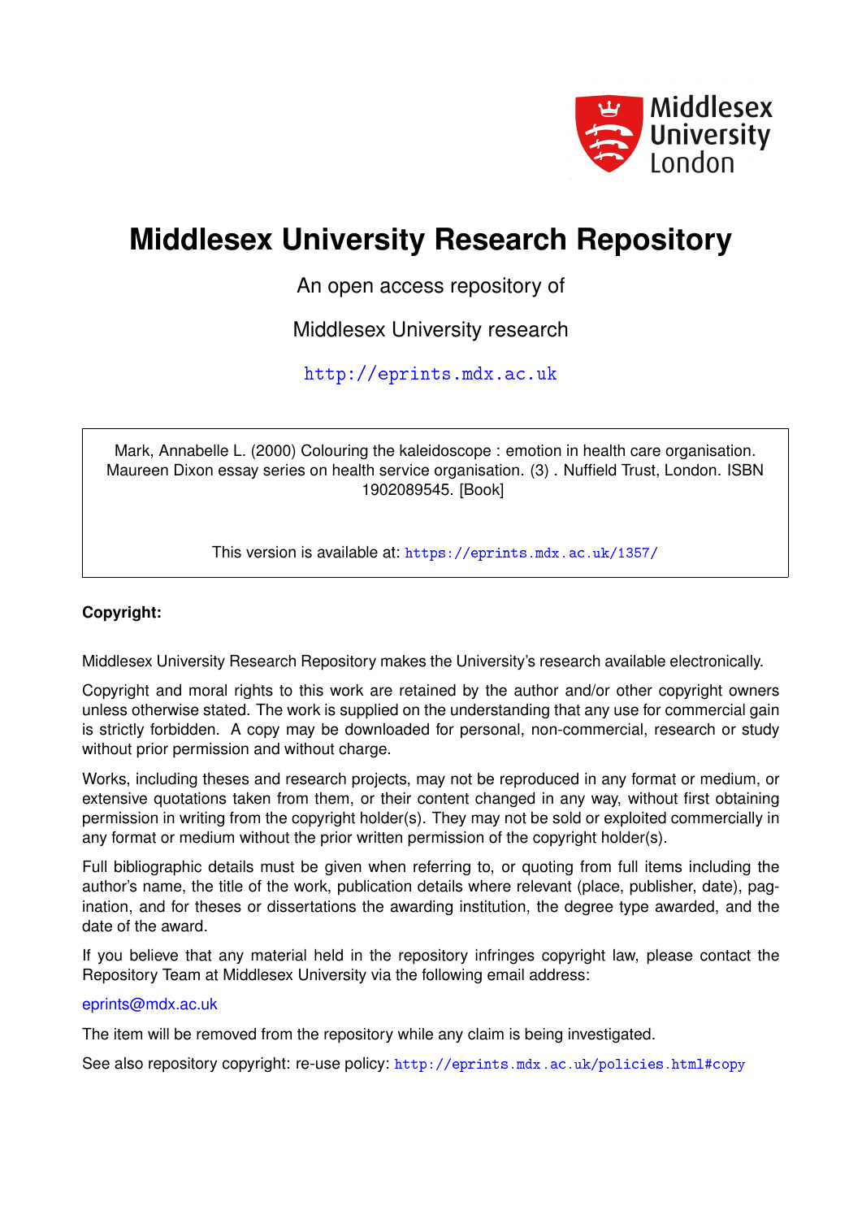Middlesex University London

# Middlesex University Research Repository

An open access repository of

Middlesex University research

http://eprints.mdx.ac.uk

Mark, Annabelle L. (2000) Colouring the kaleidoscope : emotion in health care organisation. Maureen Dixon essay series on health service organisation. (3) . Nuffield Trust, London. ISBN 1902089545. [Book]

This version is available at: https://eprints.mdx.ac.uk/1357/

**Copyright:**

Middlesex University Research Repository makes the University's research available electronically.

Copyright and moral rights to this work are retained by the author and/or other copyright owners unless otherwise stated. The work is supplied on the understanding that any use for commercial gain is strictly forbidden. A copy may be downloaded for personal, non-commercial, research or study without prior permission and without charge.

Works, including theses and research projects, may not be reproduced in any format or medium, or extensive quotations taken from them, or their content changed in any way, without first obtaining permission in writing from the copyright holder(s). They may not be sold or exploited commercially in any format or medium without the prior written permission of the copyright holder(s).

Full bibliographic details must be given when referring to, or quoting from full items including the author's name, the title of the work, publication details where relevant (place, publisher, date), pagination, and for theses or dissertations the awarding institution, the degree type awarded, and the date of the award.

If you believe that any material held in the repository infringes copyright law, please contact the Repository Team at Middlesex University via the following email address:

eprints@mdx.ac.uk

The item will be removed from the repository while any claim is being investigated.

See also repository copyright: re-use policy: http://eprints.mdx.ac.uk/policies.html#copy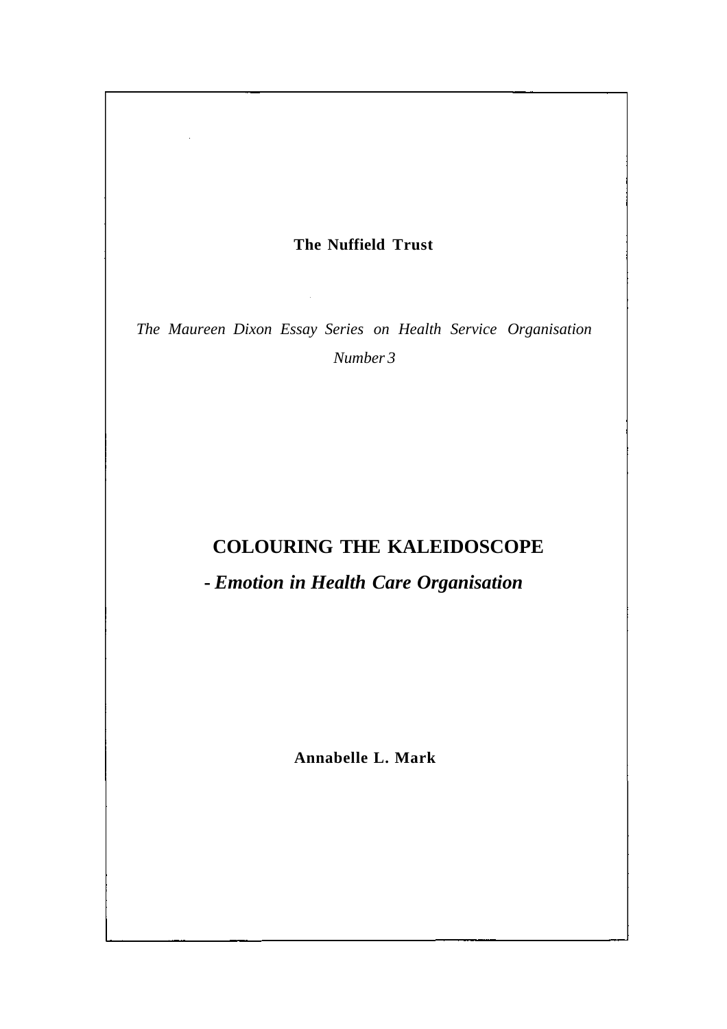**The Nuffield Trust**

*The Maureen Dixon Essay Series on Health Service Organisation*

*Number 3*

# COLOURING THE KALEIDOSCOPE

## *- Emotion in Health Care Organisation*

**Annabelle L. Mark**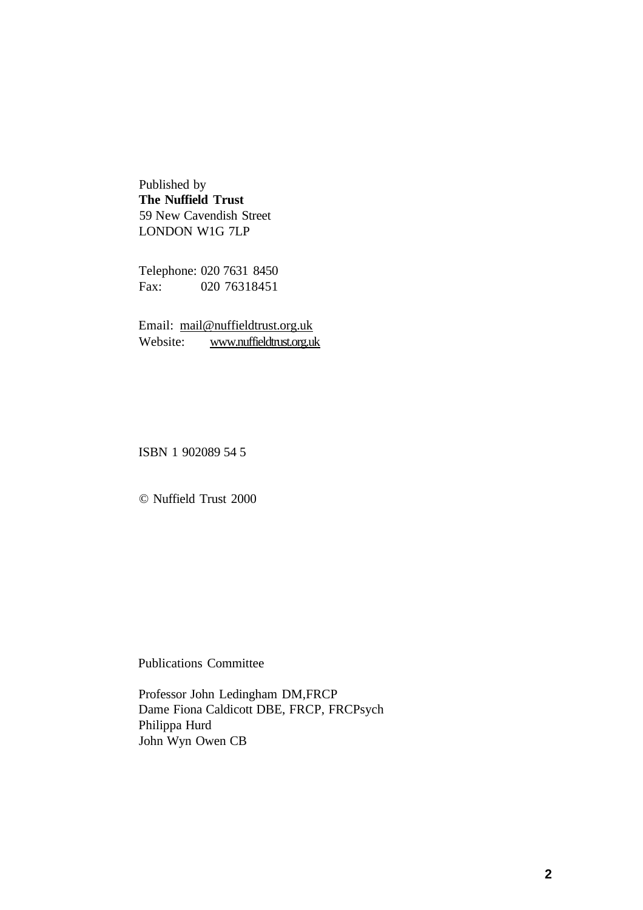Published by
**The Nuffield Trust**
59 New Cavendish Street
LONDON W1G 7LP

Telephone: 020 7631 8450
Fax: 020 76318451

Email: mail@nuffieldtrust.org.uk
Website: www.nuffieldtrust.org.uk

ISBN 1 902089 54 5

© Nuffield Trust 2000

Publications Committee

Professor John Ledingham DM,FRCP
Dame Fiona Caldicott DBE, FRCP, FRCPsych
Philippa Hurd
John Wyn Owen CB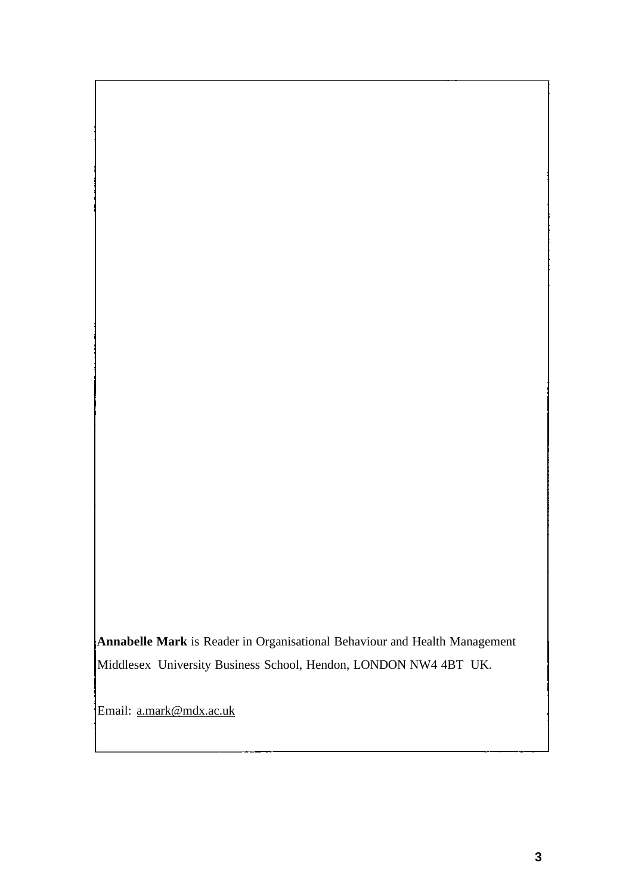**Annabelle Mark** is Reader in Organisational Behaviour and Health Management Middlesex University Business School, Hendon, LONDON NW4 4BT UK.

Email: a.mark@mdx.ac.uk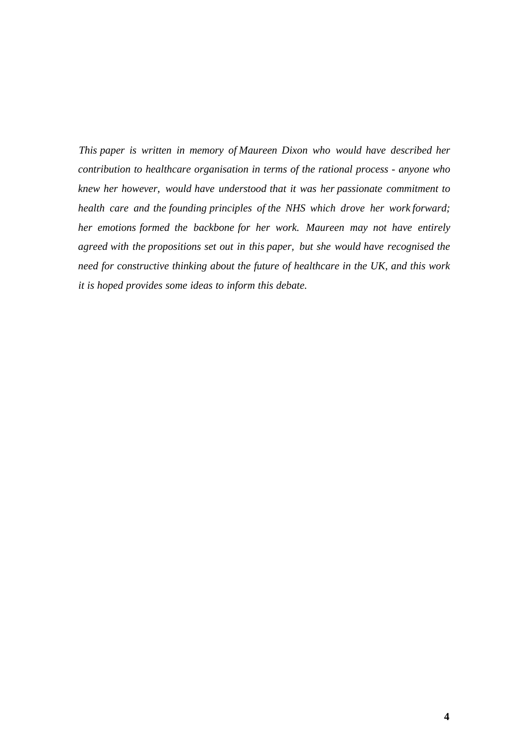*This paper is written in memory of Maureen Dixon who would have described her contribution to healthcare organisation in terms of the rational process - anyone who knew her however, would have understood that it was her passionate commitment to health care and the founding principles of the NHS which drove her work forward; her emotions formed the backbone for her work. Maureen may not have entirely agreed with the propositions set out in this paper, but she would have recognised the need for constructive thinking about the future of healthcare in the UK, and this work it is hoped provides some ideas to inform this debate.*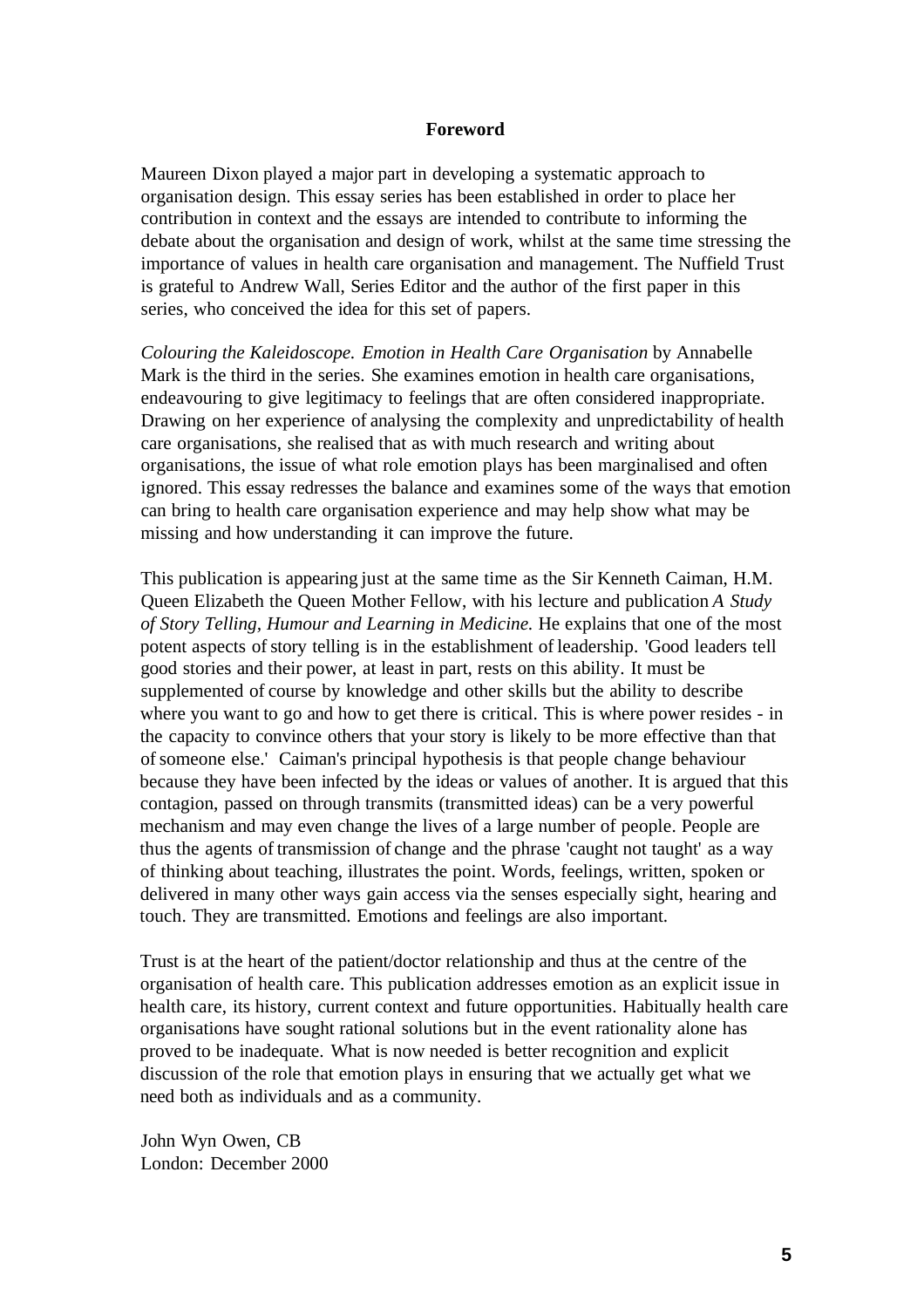## Foreword

Maureen Dixon played a major part in developing a systematic approach to organisation design. This essay series has been established in order to place her contribution in context and the essays are intended to contribute to informing the debate about the organisation and design of work, whilst at the same time stressing the importance of values in health care organisation and management. The Nuffield Trust is grateful to Andrew Wall, Series Editor and the author of the first paper in this series, who conceived the idea for this set of papers.

*Colouring the Kaleidoscope. Emotion in Health Care Organisation* by Annabelle Mark is the third in the series. She examines emotion in health care organisations, endeavouring to give legitimacy to feelings that are often considered inappropriate. Drawing on her experience of analysing the complexity and unpredictability of health care organisations, she realised that as with much research and writing about organisations, the issue of what role emotion plays has been marginalised and often ignored. This essay redresses the balance and examines some of the ways that emotion can bring to health care organisation experience and may help show what may be missing and how understanding it can improve the future.

This publication is appearing just at the same time as the Sir Kenneth Caiman, H.M. Queen Elizabeth the Queen Mother Fellow, with his lecture and publication *A Study of Story Telling, Humour and Learning in Medicine.* He explains that one of the most potent aspects of story telling is in the establishment of leadership. 'Good leaders tell good stories and their power, at least in part, rests on this ability. It must be supplemented of course by knowledge and other skills but the ability to describe where you want to go and how to get there is critical. This is where power resides - in the capacity to convince others that your story is likely to be more effective than that of someone else.' Caiman's principal hypothesis is that people change behaviour because they have been infected by the ideas or values of another. It is argued that this contagion, passed on through transmits (transmitted ideas) can be a very powerful mechanism and may even change the lives of a large number of people. People are thus the agents of transmission of change and the phrase 'caught not taught' as a way of thinking about teaching, illustrates the point. Words, feelings, written, spoken or delivered in many other ways gain access via the senses especially sight, hearing and touch. They are transmitted. Emotions and feelings are also important.

Trust is at the heart of the patient/doctor relationship and thus at the centre of the organisation of health care. This publication addresses emotion as an explicit issue in health care, its history, current context and future opportunities. Habitually health care organisations have sought rational solutions but in the event rationality alone has proved to be inadequate. What is now needed is better recognition and explicit discussion of the role that emotion plays in ensuring that we actually get what we need both as individuals and as a community.

John Wyn Owen, CB
London: December 2000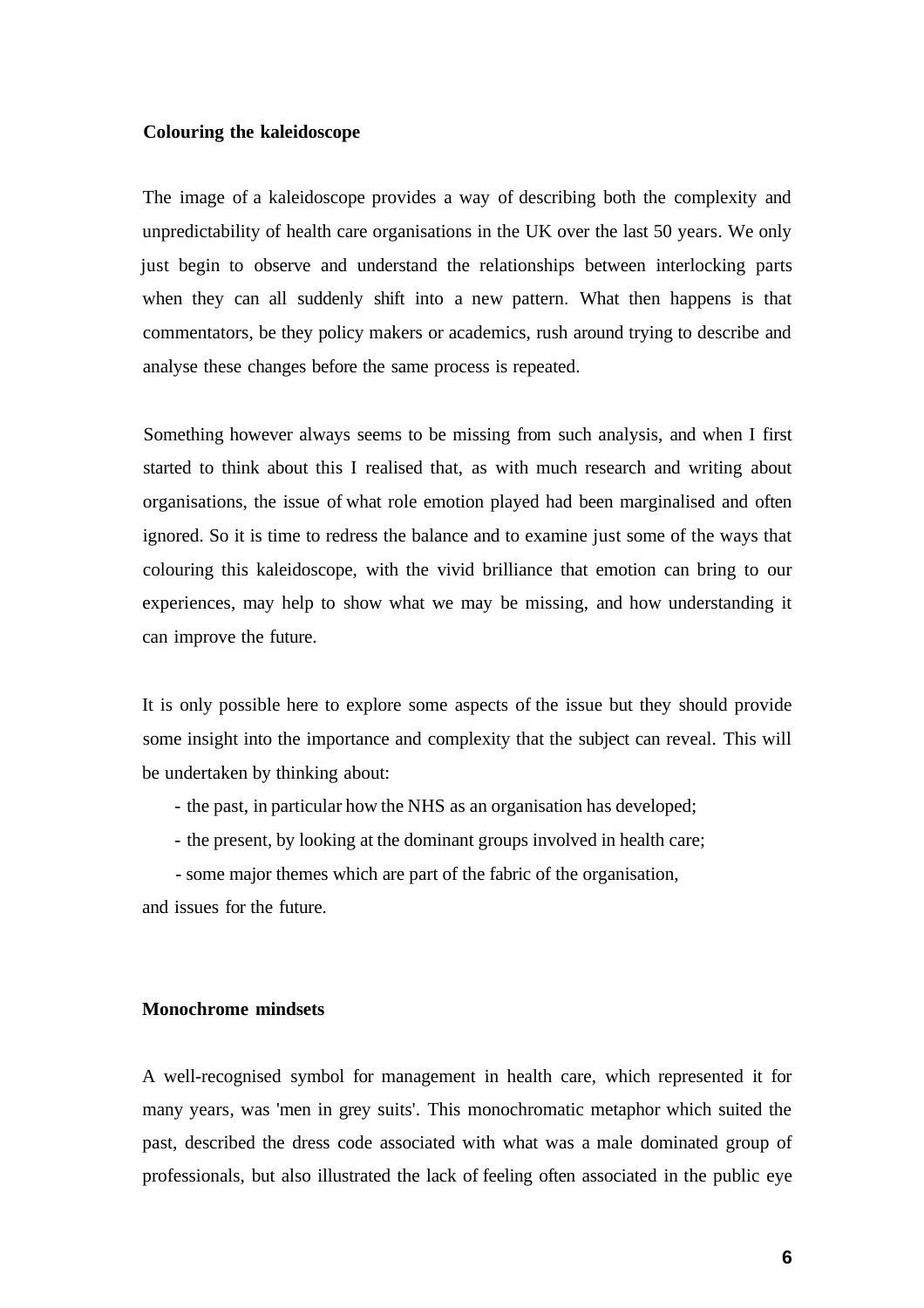**Colouring the kaleidoscope**

The image of a kaleidoscope provides a way of describing both the complexity and unpredictability of health care organisations in the UK over the last 50 years. We only just begin to observe and understand the relationships between interlocking parts when they can all suddenly shift into a new pattern. What then happens is that commentators, be they policy makers or academics, rush around trying to describe and analyse these changes before the same process is repeated.

Something however always seems to be missing from such analysis, and when I first started to think about this I realised that, as with much research and writing about organisations, the issue of what role emotion played had been marginalised and often ignored. So it is time to redress the balance and to examine just some of the ways that colouring this kaleidoscope, with the vivid brilliance that emotion can bring to our experiences, may help to show what we may be missing, and how understanding it can improve the future.

It is only possible here to explore some aspects of the issue but they should provide some insight into the importance and complexity that the subject can reveal. This will be undertaken by thinking about:

- the past, in particular how the NHS as an organisation has developed;
- the present, by looking at the dominant groups involved in health care;
- some major themes which are part of the fabric of the organisation,

and issues for the future.

**Monochrome mindsets**

A well-recognised symbol for management in health care, which represented it for many years, was 'men in grey suits'. This monochromatic metaphor which suited the past, described the dress code associated with what was a male dominated group of professionals, but also illustrated the lack of feeling often associated in the public eye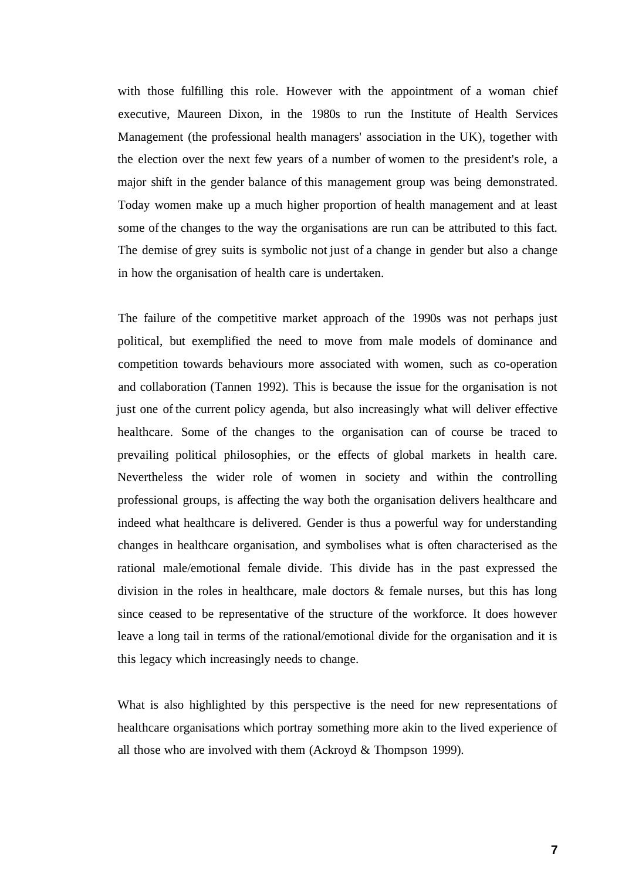with those fulfilling this role. However with the appointment of a woman chief executive, Maureen Dixon, in the 1980s to run the Institute of Health Services Management (the professional health managers' association in the UK), together with the election over the next few years of a number of women to the president's role, a major shift in the gender balance of this management group was being demonstrated. Today women make up a much higher proportion of health management and at least some of the changes to the way the organisations are run can be attributed to this fact. The demise of grey suits is symbolic not just of a change in gender but also a change in how the organisation of health care is undertaken.

The failure of the competitive market approach of the 1990s was not perhaps just political, but exemplified the need to move from male models of dominance and competition towards behaviours more associated with women, such as co-operation and collaboration (Tannen 1992). This is because the issue for the organisation is not just one of the current policy agenda, but also increasingly what will deliver effective healthcare. Some of the changes to the organisation can of course be traced to prevailing political philosophies, or the effects of global markets in health care. Nevertheless the wider role of women in society and within the controlling professional groups, is affecting the way both the organisation delivers healthcare and indeed what healthcare is delivered. Gender is thus a powerful way for understanding changes in healthcare organisation, and symbolises what is often characterised as the rational male/emotional female divide. This divide has in the past expressed the division in the roles in healthcare, male doctors & female nurses, but this has long since ceased to be representative of the structure of the workforce. It does however leave a long tail in terms of the rational/emotional divide for the organisation and it is this legacy which increasingly needs to change.

What is also highlighted by this perspective is the need for new representations of healthcare organisations which portray something more akin to the lived experience of all those who are involved with them (Ackroyd & Thompson 1999).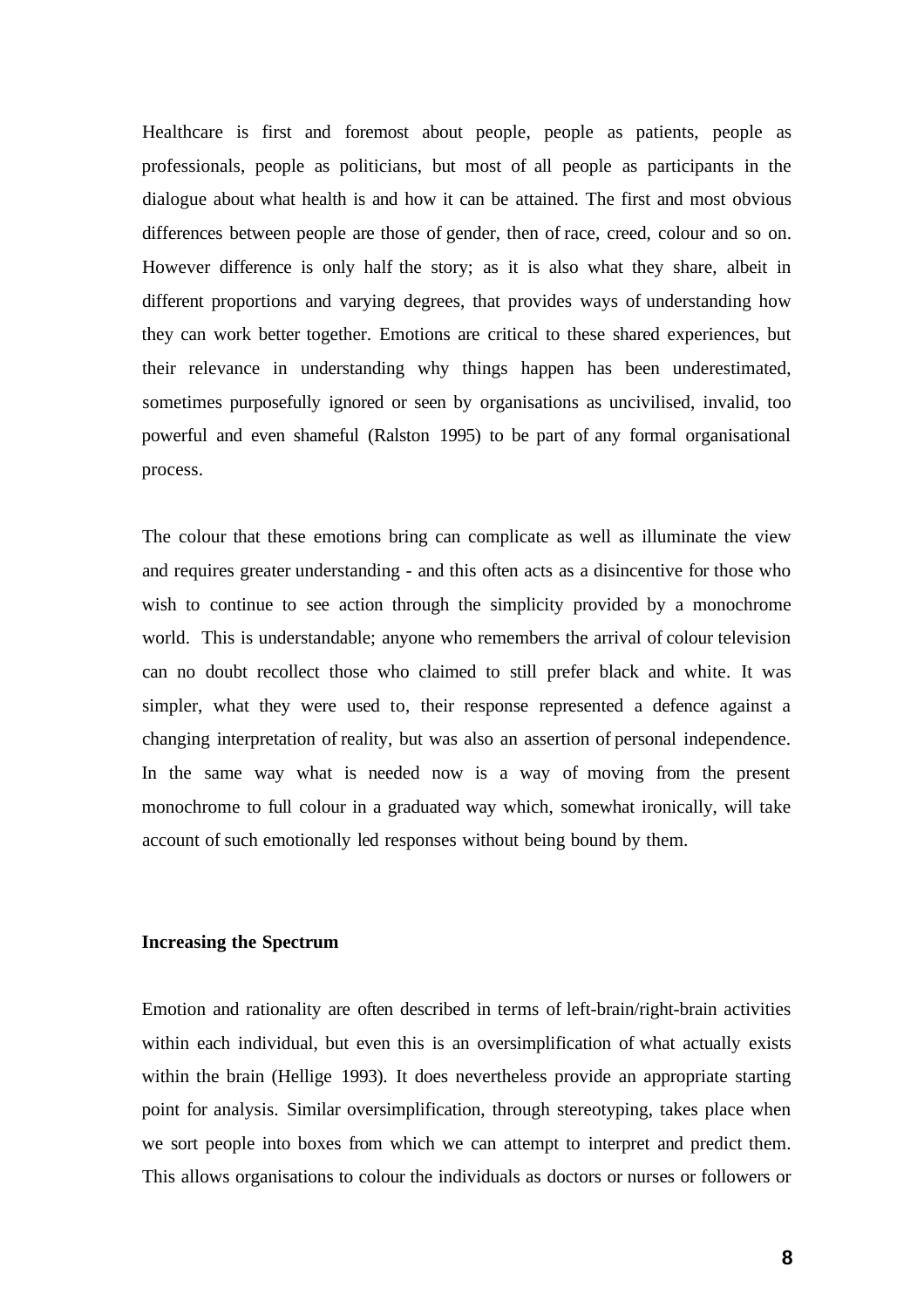Healthcare is first and foremost about people, people as patients, people as professionals, people as politicians, but most of all people as participants in the dialogue about what health is and how it can be attained. The first and most obvious differences between people are those of gender, then of race, creed, colour and so on. However difference is only half the story; as it is also what they share, albeit in different proportions and varying degrees, that provides ways of understanding how they can work better together. Emotions are critical to these shared experiences, but their relevance in understanding why things happen has been underestimated, sometimes purposefully ignored or seen by organisations as uncivilised, invalid, too powerful and even shameful (Ralston 1995) to be part of any formal organisational process.

The colour that these emotions bring can complicate as well as illuminate the view and requires greater understanding - and this often acts as a disincentive for those who wish to continue to see action through the simplicity provided by a monochrome world. This is understandable; anyone who remembers the arrival of colour television can no doubt recollect those who claimed to still prefer black and white. It was simpler, what they were used to, their response represented a defence against a changing interpretation of reality, but was also an assertion of personal independence. In the same way what is needed now is a way of moving from the present monochrome to full colour in a graduated way which, somewhat ironically, will take account of such emotionally led responses without being bound by them.

**Increasing the Spectrum**

Emotion and rationality are often described in terms of left-brain/right-brain activities within each individual, but even this is an oversimplification of what actually exists within the brain (Hellige 1993). It does nevertheless provide an appropriate starting point for analysis. Similar oversimplification, through stereotyping, takes place when we sort people into boxes from which we can attempt to interpret and predict them. This allows organisations to colour the individuals as doctors or nurses or followers or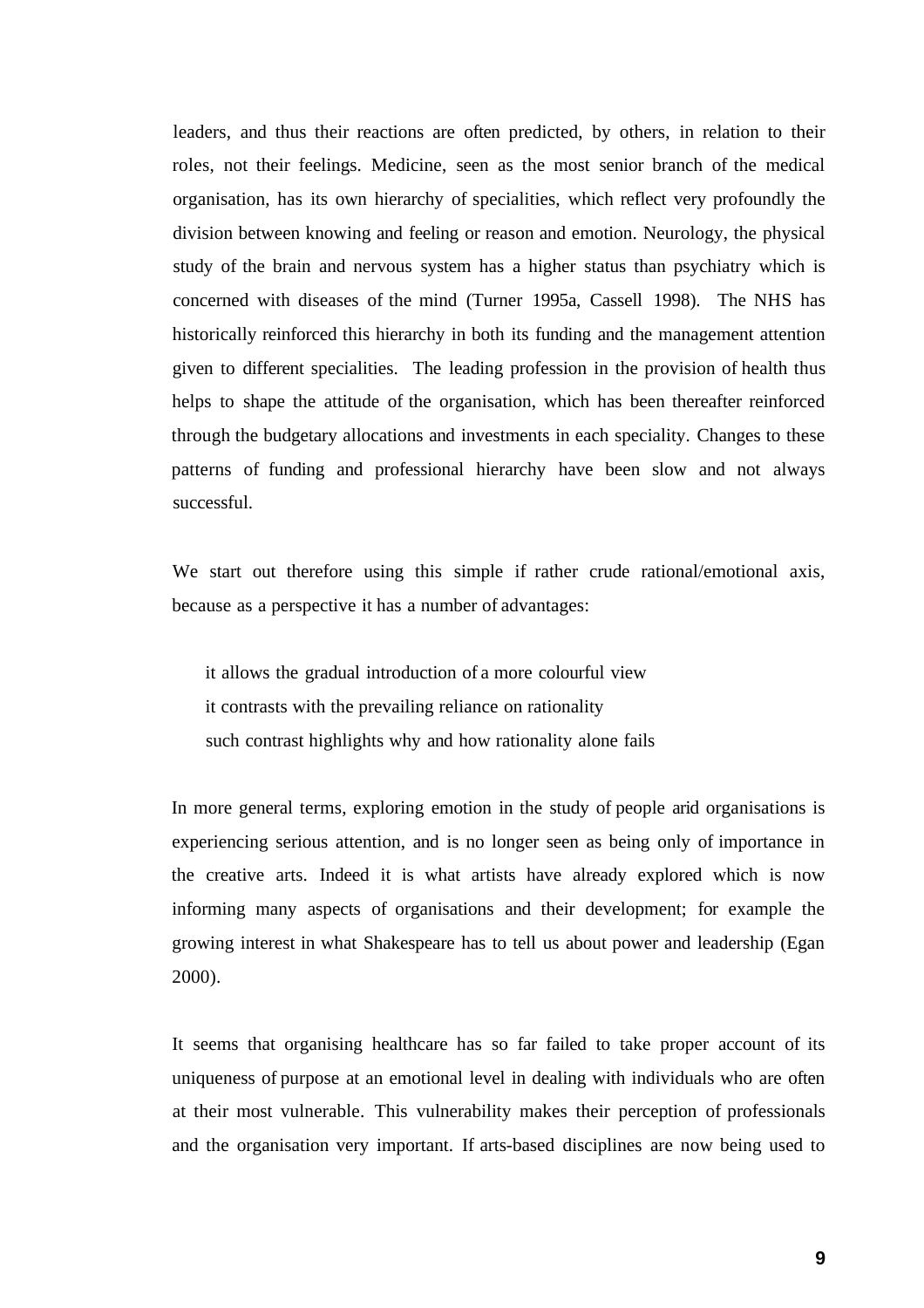leaders, and thus their reactions are often predicted, by others, in relation to their roles, not their feelings. Medicine, seen as the most senior branch of the medical organisation, has its own hierarchy of specialities, which reflect very profoundly the division between knowing and feeling or reason and emotion. Neurology, the physical study of the brain and nervous system has a higher status than psychiatry which is concerned with diseases of the mind (Turner 1995a, Cassell 1998). The NHS has historically reinforced this hierarchy in both its funding and the management attention given to different specialities. The leading profession in the provision of health thus helps to shape the attitude of the organisation, which has been thereafter reinforced through the budgetary allocations and investments in each speciality. Changes to these patterns of funding and professional hierarchy have been slow and not always successful.

We start out therefore using this simple if rather crude rational/emotional axis, because as a perspective it has a number of advantages:

- it allows the gradual introduction of a more colourful view
- it contrasts with the prevailing reliance on rationality
- such contrast highlights why and how rationality alone fails

In more general terms, exploring emotion in the study of people arid organisations is experiencing serious attention, and is no longer seen as being only of importance in the creative arts. Indeed it is what artists have already explored which is now informing many aspects of organisations and their development; for example the growing interest in what Shakespeare has to tell us about power and leadership (Egan 2000).

It seems that organising healthcare has so far failed to take proper account of its uniqueness of purpose at an emotional level in dealing with individuals who are often at their most vulnerable. This vulnerability makes their perception of professionals and the organisation very important. If arts-based disciplines are now being used to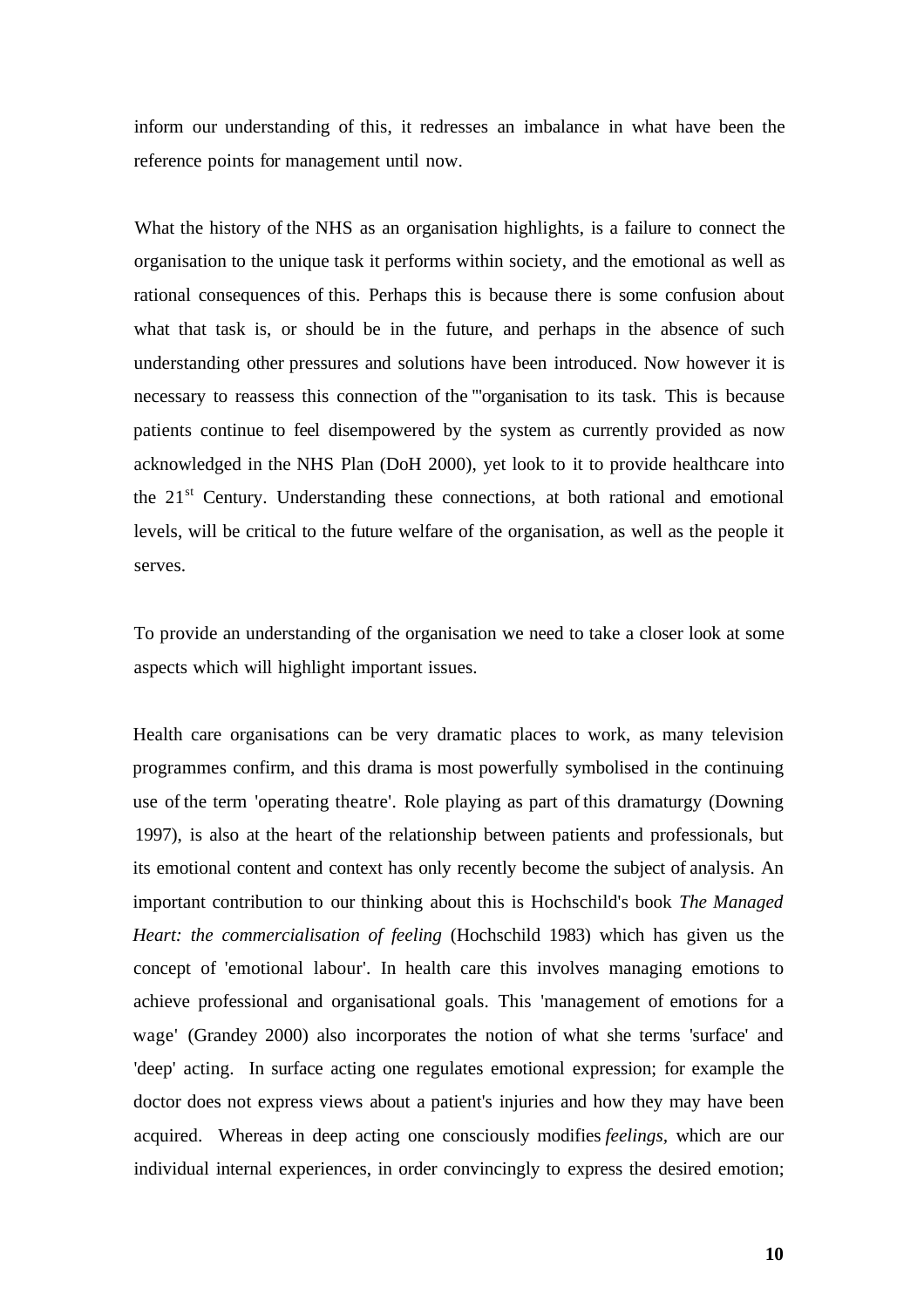inform our understanding of this, it redresses an imbalance in what have been the reference points for management until now.

What the history of the NHS as an organisation highlights, is a failure to connect the organisation to the unique task it performs within society, and the emotional as well as rational consequences of this. Perhaps this is because there is some confusion about what that task is, or should be in the future, and perhaps in the absence of such understanding other pressures and solutions have been introduced. Now however it is necessary to reassess this connection of the "'organisation to its task. This is because patients continue to feel disempowered by the system as currently provided as now acknowledged in the NHS Plan (DoH 2000), yet look to it to provide healthcare into the 21st Century. Understanding these connections, at both rational and emotional levels, will be critical to the future welfare of the organisation, as well as the people it serves.

To provide an understanding of the organisation we need to take a closer look at some aspects which will highlight important issues.

Health care organisations can be very dramatic places to work, as many television programmes confirm, and this drama is most powerfully symbolised in the continuing use of the term 'operating theatre'. Role playing as part of this dramaturgy (Downing 1997), is also at the heart of the relationship between patients and professionals, but its emotional content and context has only recently become the subject of analysis. An important contribution to our thinking about this is Hochschild's book *The Managed Heart: the commercialisation of feeling* (Hochschild 1983) which has given us the concept of 'emotional labour'. In health care this involves managing emotions to achieve professional and organisational goals. This 'management of emotions for a wage' (Grandey 2000) also incorporates the notion of what she terms 'surface' and 'deep' acting. In surface acting one regulates emotional expression; for example the doctor does not express views about a patient's injuries and how they may have been acquired. Whereas in deep acting one consciously modifies *feelings*, which are our individual internal experiences, in order convincingly to express the desired emotion;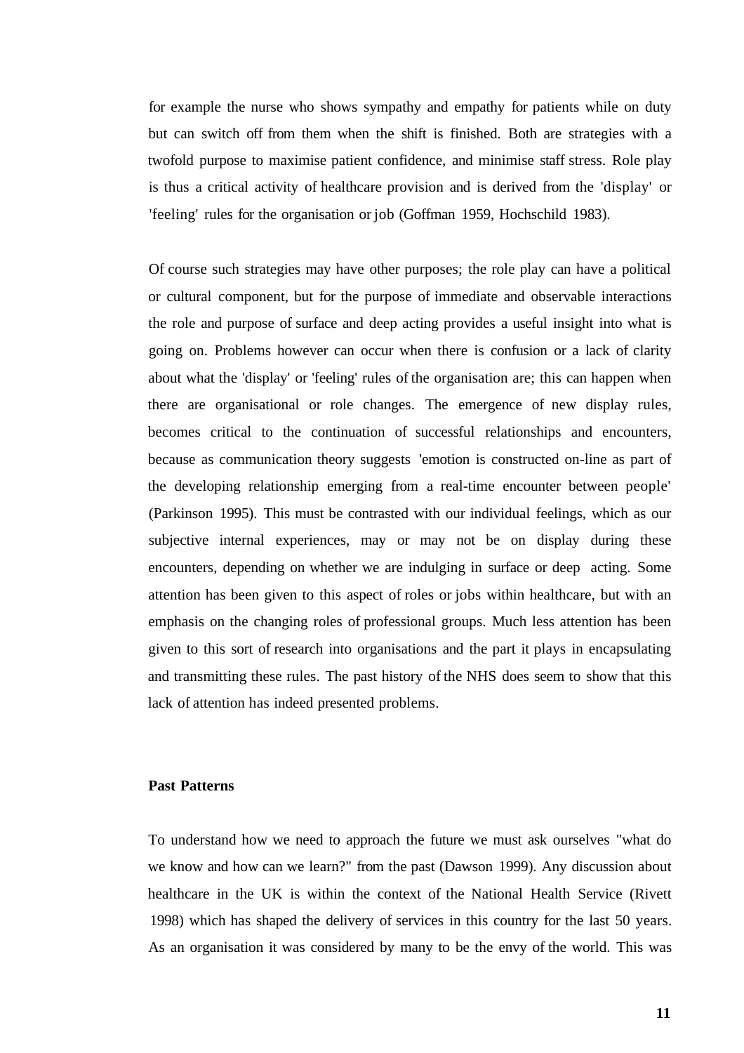for example the nurse who shows sympathy and empathy for patients while on duty but can switch off from them when the shift is finished. Both are strategies with a twofold purpose to maximise patient confidence, and minimise staff stress. Role play is thus a critical activity of healthcare provision and is derived from the 'display' or 'feeling' rules for the organisation or job (Goffman 1959, Hochschild 1983).

Of course such strategies may have other purposes; the role play can have a political or cultural component, but for the purpose of immediate and observable interactions the role and purpose of surface and deep acting provides a useful insight into what is going on. Problems however can occur when there is confusion or a lack of clarity about what the 'display' or 'feeling' rules of the organisation are; this can happen when there are organisational or role changes. The emergence of new display rules, becomes critical to the continuation of successful relationships and encounters, because as communication theory suggests 'emotion is constructed on-line as part of the developing relationship emerging from a real-time encounter between people' (Parkinson 1995). This must be contrasted with our individual feelings, which as our subjective internal experiences, may or may not be on display during these encounters, depending on whether we are indulging in surface or deep acting. Some attention has been given to this aspect of roles or jobs within healthcare, but with an emphasis on the changing roles of professional groups. Much less attention has been given to this sort of research into organisations and the part it plays in encapsulating and transmitting these rules. The past history of the NHS does seem to show that this lack of attention has indeed presented problems.

## Past Patterns

To understand how we need to approach the future we must ask ourselves "what do we know and how can we learn?" from the past (Dawson 1999). Any discussion about healthcare in the UK is within the context of the National Health Service (Rivett 1998) which has shaped the delivery of services in this country for the last 50 years. As an organisation it was considered by many to be the envy of the world. This was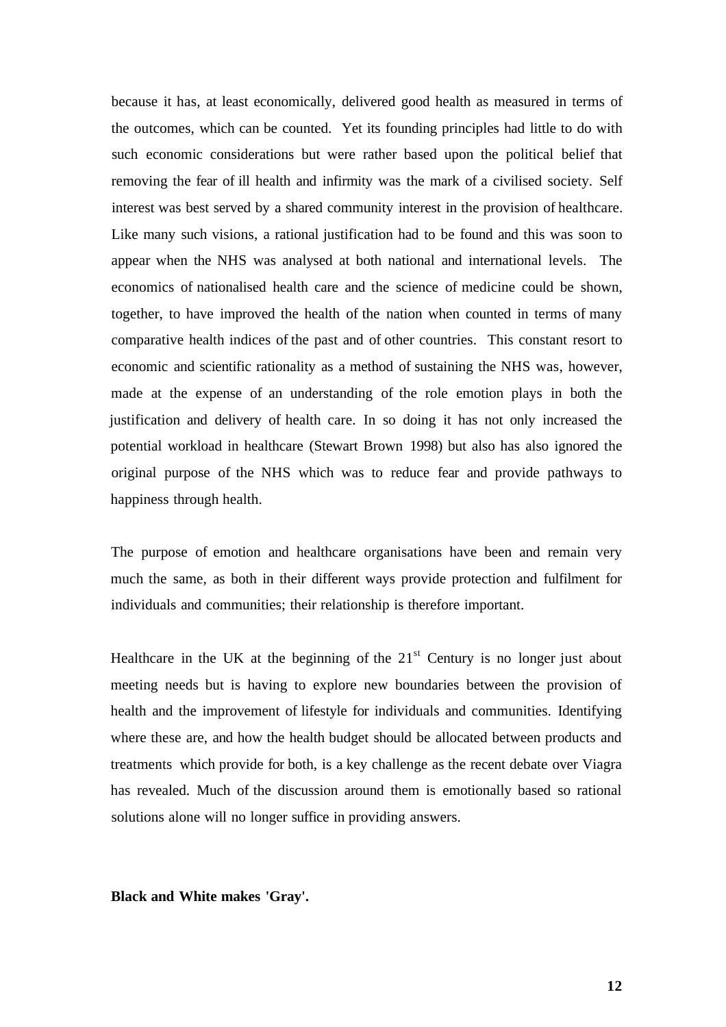because it has, at least economically, delivered good health as measured in terms of the outcomes, which can be counted. Yet its founding principles had little to do with such economic considerations but were rather based upon the political belief that removing the fear of ill health and infirmity was the mark of a civilised society. Self interest was best served by a shared community interest in the provision of healthcare. Like many such visions, a rational justification had to be found and this was soon to appear when the NHS was analysed at both national and international levels. The economics of nationalised health care and the science of medicine could be shown, together, to have improved the health of the nation when counted in terms of many comparative health indices of the past and of other countries. This constant resort to economic and scientific rationality as a method of sustaining the NHS was, however, made at the expense of an understanding of the role emotion plays in both the justification and delivery of health care. In so doing it has not only increased the potential workload in healthcare (Stewart Brown 1998) but also has also ignored the original purpose of the NHS which was to reduce fear and provide pathways to happiness through health.

The purpose of emotion and healthcare organisations have been and remain very much the same, as both in their different ways provide protection and fulfilment for individuals and communities; their relationship is therefore important.

Healthcare in the UK at the beginning of the 21st Century is no longer just about meeting needs but is having to explore new boundaries between the provision of health and the improvement of lifestyle for individuals and communities. Identifying where these are, and how the health budget should be allocated between products and treatments which provide for both, is a key challenge as the recent debate over Viagra has revealed. Much of the discussion around them is emotionally based so rational solutions alone will no longer suffice in providing answers.

**Black and White makes 'Gray'.**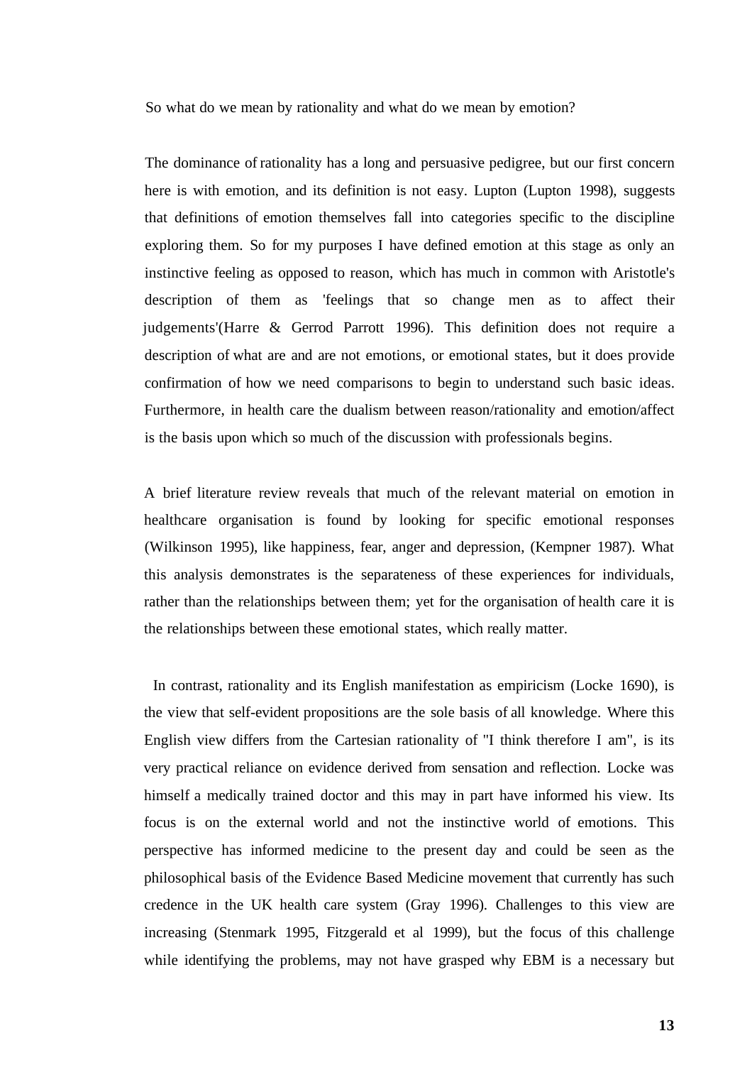So what do we mean by rationality and what do we mean by emotion?

The dominance of rationality has a long and persuasive pedigree, but our first concern here is with emotion, and its definition is not easy. Lupton (Lupton 1998), suggests that definitions of emotion themselves fall into categories specific to the discipline exploring them. So for my purposes I have defined emotion at this stage as only an instinctive feeling as opposed to reason, which has much in common with Aristotle's description of them as 'feelings that so change men as to affect their judgements'(Harre & Gerrod Parrott 1996). This definition does not require a description of what are and are not emotions, or emotional states, but it does provide confirmation of how we need comparisons to begin to understand such basic ideas. Furthermore, in health care the dualism between reason/rationality and emotion/affect is the basis upon which so much of the discussion with professionals begins.

A brief literature review reveals that much of the relevant material on emotion in healthcare organisation is found by looking for specific emotional responses (Wilkinson 1995), like happiness, fear, anger and depression, (Kempner 1987). What this analysis demonstrates is the separateness of these experiences for individuals, rather than the relationships between them; yet for the organisation of health care it is the relationships between these emotional states, which really matter.

In contrast, rationality and its English manifestation as empiricism (Locke 1690), is the view that self-evident propositions are the sole basis of all knowledge. Where this English view differs from the Cartesian rationality of "I think therefore I am", is its very practical reliance on evidence derived from sensation and reflection. Locke was himself a medically trained doctor and this may in part have informed his view. Its focus is on the external world and not the instinctive world of emotions. This perspective has informed medicine to the present day and could be seen as the philosophical basis of the Evidence Based Medicine movement that currently has such credence in the UK health care system (Gray 1996). Challenges to this view are increasing (Stenmark 1995, Fitzgerald et al 1999), but the focus of this challenge while identifying the problems, may not have grasped why EBM is a necessary but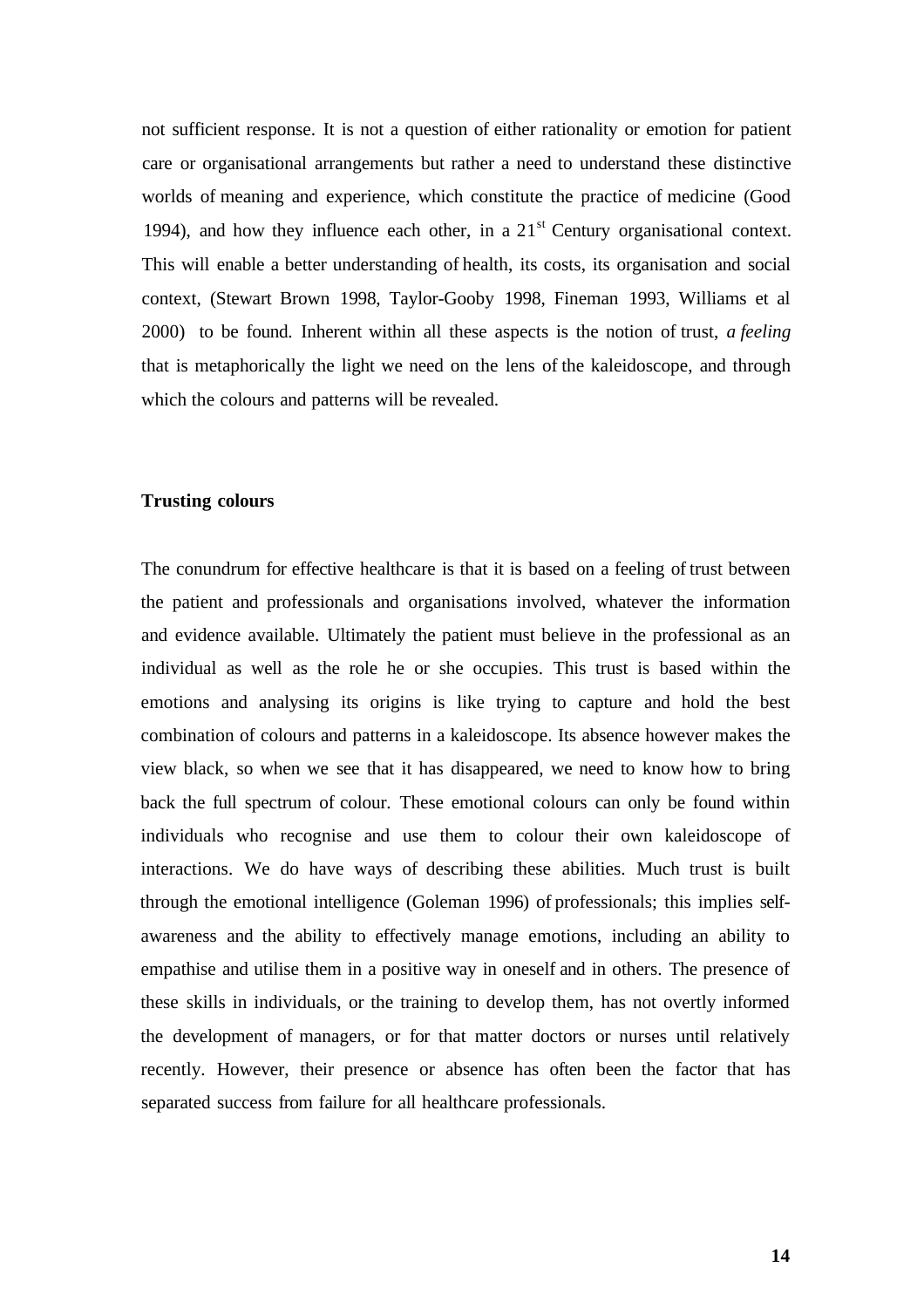not sufficient response. It is not a question of either rationality or emotion for patient care or organisational arrangements but rather a need to understand these distinctive worlds of meaning and experience, which constitute the practice of medicine (Good 1994), and how they influence each other, in a 21$^{st}$ Century organisational context. This will enable a better understanding of health, its costs, its organisation and social context, (Stewart Brown 1998, Taylor-Gooby 1998, Fineman 1993, Williams et al 2000) to be found. Inherent within all these aspects is the notion of trust, *a feeling* that is metaphorically the light we need on the lens of the kaleidoscope, and through which the colours and patterns will be revealed.

**Trusting colours**

The conundrum for effective healthcare is that it is based on a feeling of trust between the patient and professionals and organisations involved, whatever the information and evidence available. Ultimately the patient must believe in the professional as an individual as well as the role he or she occupies. This trust is based within the emotions and analysing its origins is like trying to capture and hold the best combination of colours and patterns in a kaleidoscope. Its absence however makes the view black, so when we see that it has disappeared, we need to know how to bring back the full spectrum of colour. These emotional colours can only be found within individuals who recognise and use them to colour their own kaleidoscope of interactions. We do have ways of describing these abilities. Much trust is built through the emotional intelligence (Goleman 1996) of professionals; this implies self-awareness and the ability to effectively manage emotions, including an ability to empathise and utilise them in a positive way in oneself and in others. The presence of these skills in individuals, or the training to develop them, has not overtly informed the development of managers, or for that matter doctors or nurses until relatively recently. However, their presence or absence has often been the factor that has separated success from failure for all healthcare professionals.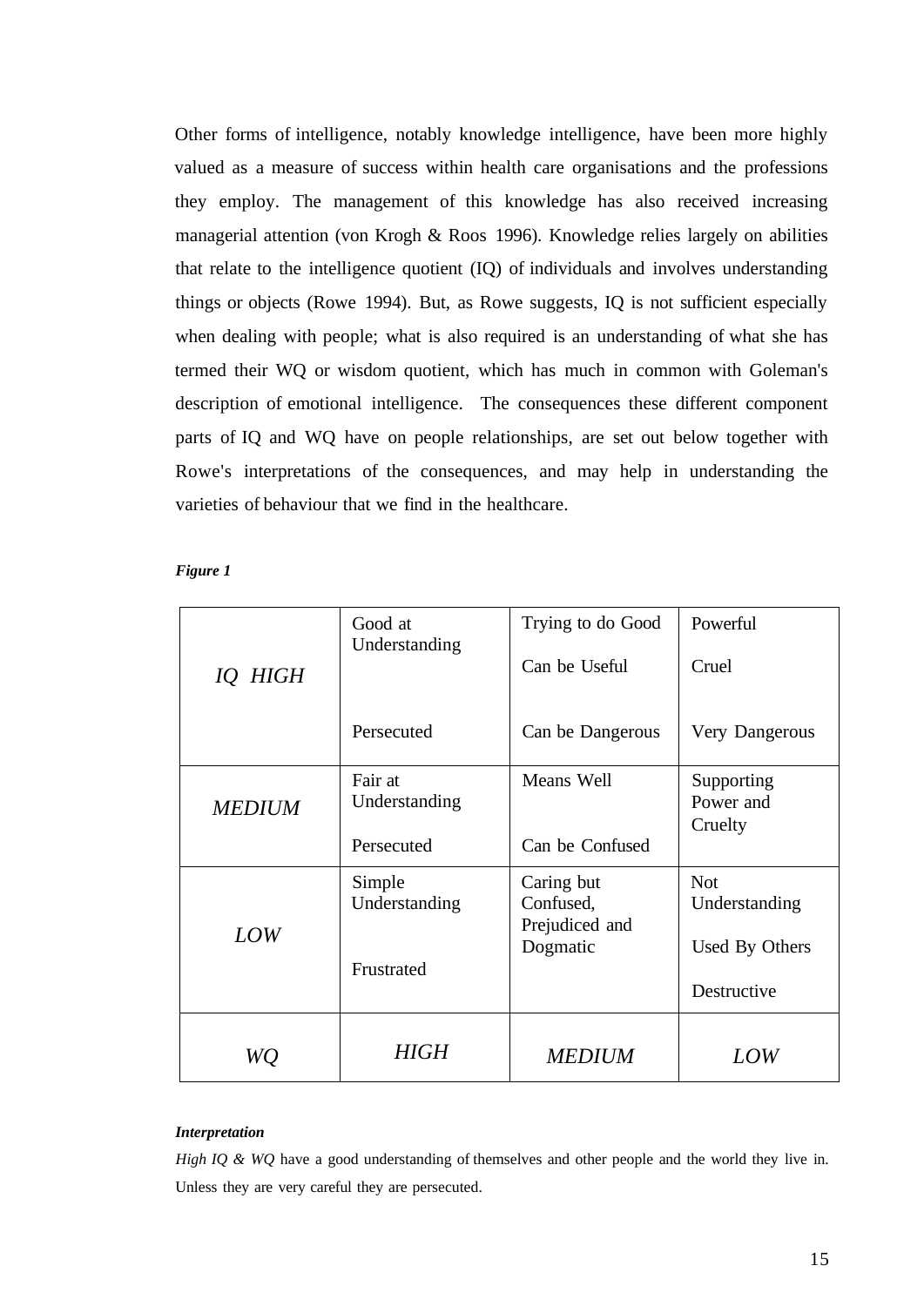Other forms of intelligence, notably knowledge intelligence, have been more highly valued as a measure of success within health care organisations and the professions they employ. The management of this knowledge has also received increasing managerial attention (von Krogh & Roos 1996). Knowledge relies largely on abilities that relate to the intelligence quotient (IQ) of individuals and involves understanding things or objects (Rowe 1994). But, as Rowe suggests, IQ is not sufficient especially when dealing with people; what is also required is an understanding of what she has termed their WQ or wisdom quotient, which has much in common with Goleman's description of emotional intelligence. The consequences these different component parts of IQ and WQ have on people relationships, are set out below together with Rowe's interpretations of the consequences, and may help in understanding the varieties of behaviour that we find in the healthcare.

***Figure 1***

| | | | |
|---|---|---|---|
| *IQ HIGH* | Good at Understanding<br><br>Persecuted | Trying to do Good<br>Can be Useful<br><br>Can be Dangerous | Powerful<br>Cruel<br><br>Very Dangerous |
| *MEDIUM* | Fair at Understanding<br><br>Persecuted | Means Well<br><br>Can be Confused | Supporting Power and Cruelty |
| *LOW* | Simple Understanding<br><br>Frustrated | Caring but Confused, Prejudiced and Dogmatic | Not Understanding<br>Used By Others<br>Destructive |
| *WQ* | *HIGH* | *MEDIUM* | *LOW* |

***Interpretation***

*High IQ & WQ* have a good understanding of themselves and other people and the world they live in. Unless they are very careful they are persecuted.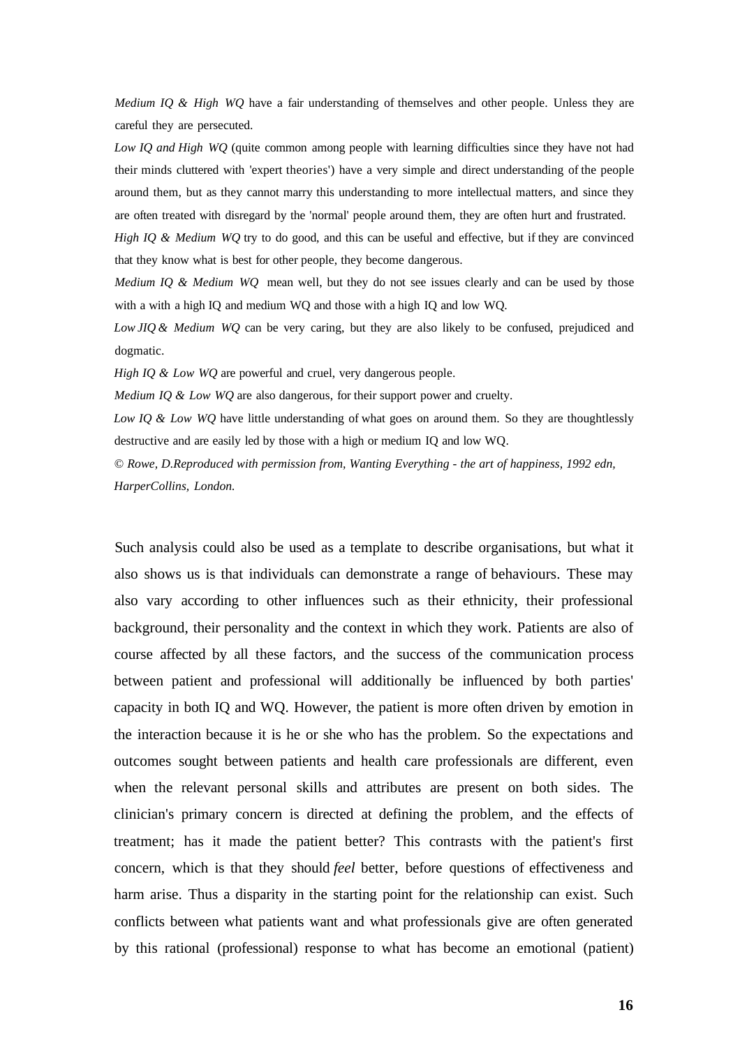*Medium IQ & High WQ* have a fair understanding of themselves and other people. Unless they are careful they are persecuted.

*Low IQ and High WQ* (quite common among people with learning difficulties since they have not had their minds cluttered with 'expert theories') have a very simple and direct understanding of the people around them, but as they cannot marry this understanding to more intellectual matters, and since they are often treated with disregard by the 'normal' people around them, they are often hurt and frustrated.

*High IQ & Medium WQ* try to do good, and this can be useful and effective, but if they are convinced that they know what is best for other people, they become dangerous.

*Medium IQ & Medium WQ* mean well, but they do not see issues clearly and can be used by those with a with a high IQ and medium WQ and those with a high IQ and low WQ.

*Low JIQ & Medium WQ* can be very caring, but they are also likely to be confused, prejudiced and dogmatic.

*High IQ & Low WQ* are powerful and cruel, very dangerous people.

*Medium IQ & Low WQ* are also dangerous, for their support power and cruelty.

*Low IQ & Low WQ* have little understanding of what goes on around them. So they are thoughtlessly destructive and are easily led by those with a high or medium IQ and low WQ.

*© Rowe, D.Reproduced with permission from, Wanting Everything - the art of happiness, 1992 edn, HarperCollins, London.*

Such analysis could also be used as a template to describe organisations, but what it also shows us is that individuals can demonstrate a range of behaviours. These may also vary according to other influences such as their ethnicity, their professional background, their personality and the context in which they work. Patients are also of course affected by all these factors, and the success of the communication process between patient and professional will additionally be influenced by both parties' capacity in both IQ and WQ. However, the patient is more often driven by emotion in the interaction because it is he or she who has the problem. So the expectations and outcomes sought between patients and health care professionals are different, even when the relevant personal skills and attributes are present on both sides. The clinician's primary concern is directed at defining the problem, and the effects of treatment; has it made the patient better? This contrasts with the patient's first concern, which is that they should *feel* better, before questions of effectiveness and harm arise. Thus a disparity in the starting point for the relationship can exist. Such conflicts between what patients want and what professionals give are often generated by this rational (professional) response to what has become an emotional (patient)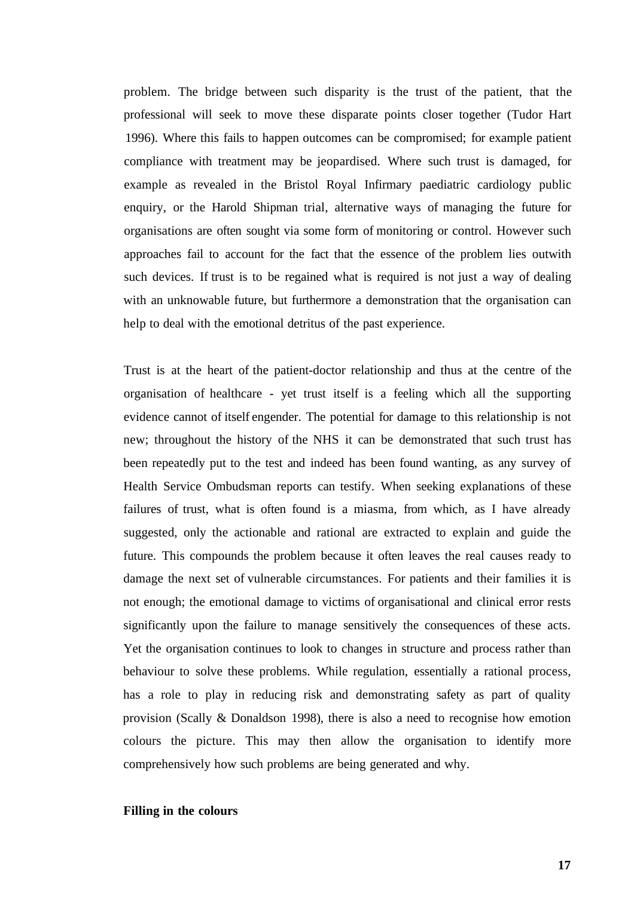problem. The bridge between such disparity is the trust of the patient, that the professional will seek to move these disparate points closer together (Tudor Hart 1996). Where this fails to happen outcomes can be compromised; for example patient compliance with treatment may be jeopardised. Where such trust is damaged, for example as revealed in the Bristol Royal Infirmary paediatric cardiology public enquiry, or the Harold Shipman trial, alternative ways of managing the future for organisations are often sought via some form of monitoring or control. However such approaches fail to account for the fact that the essence of the problem lies outwith such devices. If trust is to be regained what is required is not just a way of dealing with an unknowable future, but furthermore a demonstration that the organisation can help to deal with the emotional detritus of the past experience.

Trust is at the heart of the patient-doctor relationship and thus at the centre of the organisation of healthcare - yet trust itself is a feeling which all the supporting evidence cannot of itself engender. The potential for damage to this relationship is not new; throughout the history of the NHS it can be demonstrated that such trust has been repeatedly put to the test and indeed has been found wanting, as any survey of Health Service Ombudsman reports can testify. When seeking explanations of these failures of trust, what is often found is a miasma, from which, as I have already suggested, only the actionable and rational are extracted to explain and guide the future. This compounds the problem because it often leaves the real causes ready to damage the next set of vulnerable circumstances. For patients and their families it is not enough; the emotional damage to victims of organisational and clinical error rests significantly upon the failure to manage sensitively the consequences of these acts. Yet the organisation continues to look to changes in structure and process rather than behaviour to solve these problems. While regulation, essentially a rational process, has a role to play in reducing risk and demonstrating safety as part of quality provision (Scally & Donaldson 1998), there is also a need to recognise how emotion colours the picture. This may then allow the organisation to identify more comprehensively how such problems are being generated and why.

**Filling in the colours**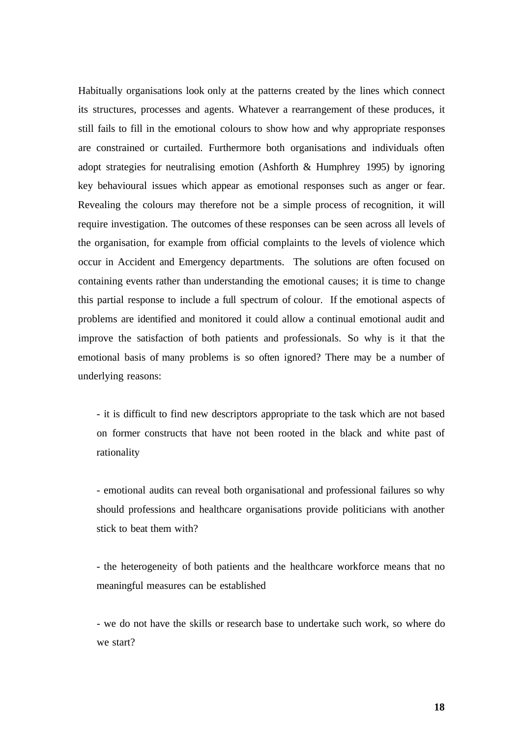Habitually organisations look only at the patterns created by the lines which connect its structures, processes and agents. Whatever a rearrangement of these produces, it still fails to fill in the emotional colours to show how and why appropriate responses are constrained or curtailed. Furthermore both organisations and individuals often adopt strategies for neutralising emotion (Ashforth & Humphrey 1995) by ignoring key behavioural issues which appear as emotional responses such as anger or fear. Revealing the colours may therefore not be a simple process of recognition, it will require investigation. The outcomes of these responses can be seen across all levels of the organisation, for example from official complaints to the levels of violence which occur in Accident and Emergency departments. The solutions are often focused on containing events rather than understanding the emotional causes; it is time to change this partial response to include a full spectrum of colour. If the emotional aspects of problems are identified and monitored it could allow a continual emotional audit and improve the satisfaction of both patients and professionals. So why is it that the emotional basis of many problems is so often ignored? There may be a number of underlying reasons:

- it is difficult to find new descriptors appropriate to the task which are not based on former constructs that have not been rooted in the black and white past of rationality

- emotional audits can reveal both organisational and professional failures so why should professions and healthcare organisations provide politicians with another stick to beat them with?

- the heterogeneity of both patients and the healthcare workforce means that no meaningful measures can be established

- we do not have the skills or research base to undertake such work, so where do we start?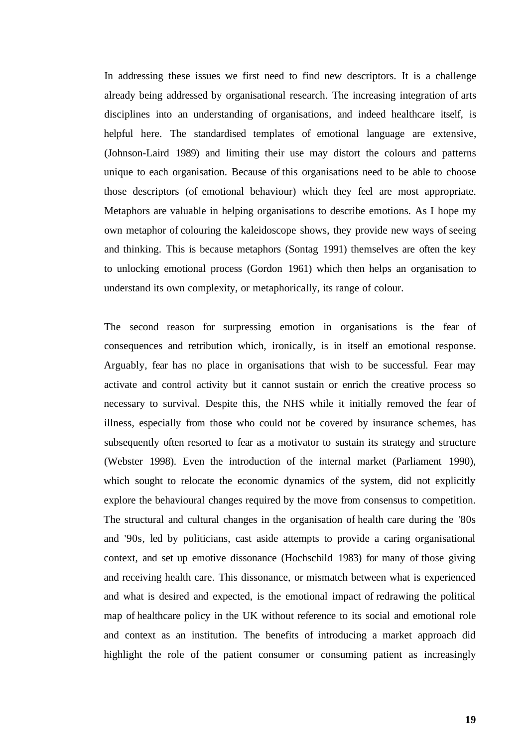In addressing these issues we first need to find new descriptors. It is a challenge already being addressed by organisational research. The increasing integration of arts disciplines into an understanding of organisations, and indeed healthcare itself, is helpful here. The standardised templates of emotional language are extensive, (Johnson-Laird 1989) and limiting their use may distort the colours and patterns unique to each organisation. Because of this organisations need to be able to choose those descriptors (of emotional behaviour) which they feel are most appropriate. Metaphors are valuable in helping organisations to describe emotions. As I hope my own metaphor of colouring the kaleidoscope shows, they provide new ways of seeing and thinking. This is because metaphors (Sontag 1991) themselves are often the key to unlocking emotional process (Gordon 1961) which then helps an organisation to understand its own complexity, or metaphorically, its range of colour.

The second reason for surpressing emotion in organisations is the fear of consequences and retribution which, ironically, is in itself an emotional response. Arguably, fear has no place in organisations that wish to be successful. Fear may activate and control activity but it cannot sustain or enrich the creative process so necessary to survival. Despite this, the NHS while it initially removed the fear of illness, especially from those who could not be covered by insurance schemes, has subsequently often resorted to fear as a motivator to sustain its strategy and structure (Webster 1998). Even the introduction of the internal market (Parliament 1990), which sought to relocate the economic dynamics of the system, did not explicitly explore the behavioural changes required by the move from consensus to competition. The structural and cultural changes in the organisation of health care during the '80s and '90s, led by politicians, cast aside attempts to provide a caring organisational context, and set up emotive dissonance (Hochschild 1983) for many of those giving and receiving health care. This dissonance, or mismatch between what is experienced and what is desired and expected, is the emotional impact of redrawing the political map of healthcare policy in the UK without reference to its social and emotional role and context as an institution. The benefits of introducing a market approach did highlight the role of the patient consumer or consuming patient as increasingly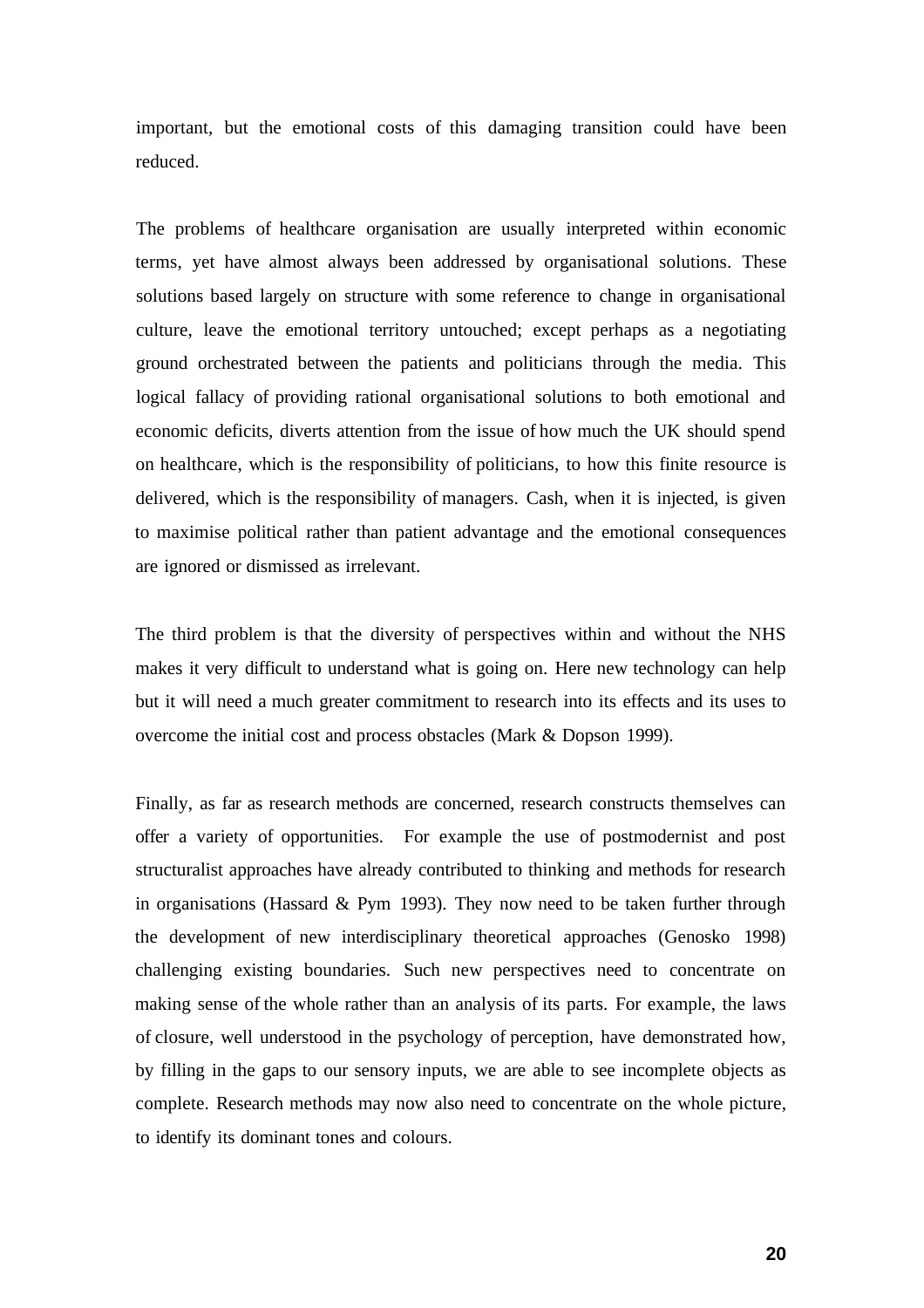important, but the emotional costs of this damaging transition could have been reduced.

The problems of healthcare organisation are usually interpreted within economic terms, yet have almost always been addressed by organisational solutions. These solutions based largely on structure with some reference to change in organisational culture, leave the emotional territory untouched; except perhaps as a negotiating ground orchestrated between the patients and politicians through the media. This logical fallacy of providing rational organisational solutions to both emotional and economic deficits, diverts attention from the issue of how much the UK should spend on healthcare, which is the responsibility of politicians, to how this finite resource is delivered, which is the responsibility of managers. Cash, when it is injected, is given to maximise political rather than patient advantage and the emotional consequences are ignored or dismissed as irrelevant.

The third problem is that the diversity of perspectives within and without the NHS makes it very difficult to understand what is going on. Here new technology can help but it will need a much greater commitment to research into its effects and its uses to overcome the initial cost and process obstacles (Mark & Dopson 1999).

Finally, as far as research methods are concerned, research constructs themselves can offer a variety of opportunities. For example the use of postmodernist and post structuralist approaches have already contributed to thinking and methods for research in organisations (Hassard & Pym 1993). They now need to be taken further through the development of new interdisciplinary theoretical approaches (Genosko 1998) challenging existing boundaries. Such new perspectives need to concentrate on making sense of the whole rather than an analysis of its parts. For example, the laws of closure, well understood in the psychology of perception, have demonstrated how, by filling in the gaps to our sensory inputs, we are able to see incomplete objects as complete. Research methods may now also need to concentrate on the whole picture, to identify its dominant tones and colours.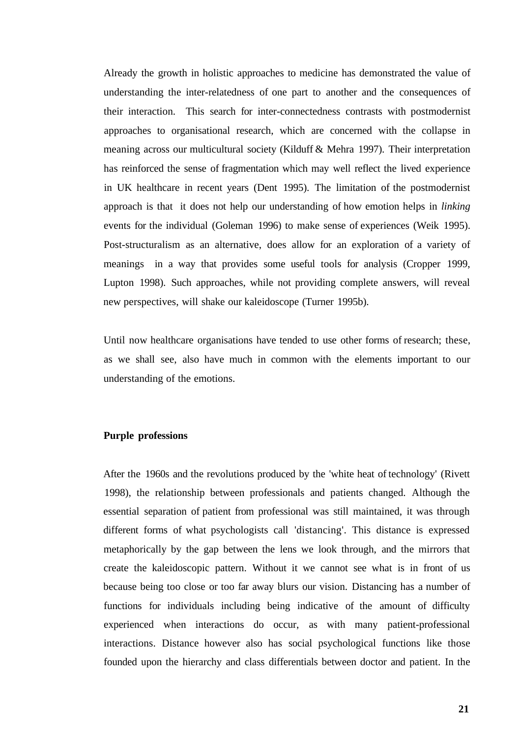Already the growth in holistic approaches to medicine has demonstrated the value of understanding the inter-relatedness of one part to another and the consequences of their interaction. This search for inter-connectedness contrasts with postmodernist approaches to organisational research, which are concerned with the collapse in meaning across our multicultural society (Kilduff & Mehra 1997). Their interpretation has reinforced the sense of fragmentation which may well reflect the lived experience in UK healthcare in recent years (Dent 1995). The limitation of the postmodernist approach is that it does not help our understanding of how emotion helps in *linking* events for the individual (Goleman 1996) to make sense of experiences (Weik 1995). Post-structuralism as an alternative, does allow for an exploration of a variety of meanings in a way that provides some useful tools for analysis (Cropper 1999, Lupton 1998). Such approaches, while not providing complete answers, will reveal new perspectives, will shake our kaleidoscope (Turner 1995b).

Until now healthcare organisations have tended to use other forms of research; these, as we shall see, also have much in common with the elements important to our understanding of the emotions.

**Purple professions**

After the 1960s and the revolutions produced by the 'white heat of technology' (Rivett 1998), the relationship between professionals and patients changed. Although the essential separation of patient from professional was still maintained, it was through different forms of what psychologists call 'distancing'. This distance is expressed metaphorically by the gap between the lens we look through, and the mirrors that create the kaleidoscopic pattern. Without it we cannot see what is in front of us because being too close or too far away blurs our vision. Distancing has a number of functions for individuals including being indicative of the amount of difficulty experienced when interactions do occur, as with many patient-professional interactions. Distance however also has social psychological functions like those founded upon the hierarchy and class differentials between doctor and patient. In the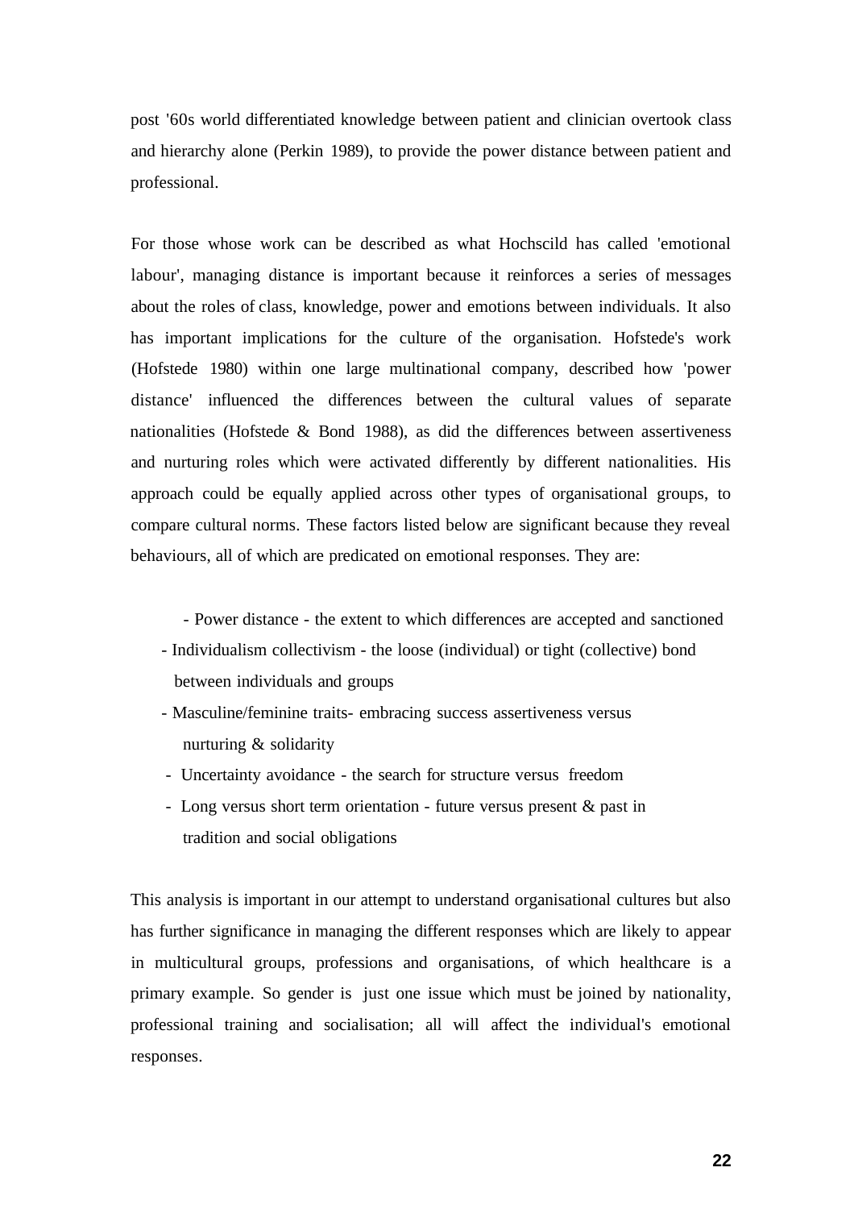post '60s world differentiated knowledge between patient and clinician overtook class and hierarchy alone (Perkin 1989), to provide the power distance between patient and professional.

For those whose work can be described as what Hochscild has called 'emotional labour', managing distance is important because it reinforces a series of messages about the roles of class, knowledge, power and emotions between individuals. It also has important implications for the culture of the organisation. Hofstede's work (Hofstede 1980) within one large multinational company, described how 'power distance' influenced the differences between the cultural values of separate nationalities (Hofstede & Bond 1988), as did the differences between assertiveness and nurturing roles which were activated differently by different nationalities. His approach could be equally applied across other types of organisational groups, to compare cultural norms. These factors listed below are significant because they reveal behaviours, all of which are predicated on emotional responses. They are:

- Power distance - the extent to which differences are accepted and sanctioned
- Individualism collectivism - the loose (individual) or tight (collective) bond between individuals and groups
- Masculine/feminine traits- embracing success assertiveness versus nurturing & solidarity
- Uncertainty avoidance - the search for structure versus freedom
- Long versus short term orientation - future versus present & past in tradition and social obligations

This analysis is important in our attempt to understand organisational cultures but also has further significance in managing the different responses which are likely to appear in multicultural groups, professions and organisations, of which healthcare is a primary example. So gender is just one issue which must be joined by nationality, professional training and socialisation; all will affect the individual's emotional responses.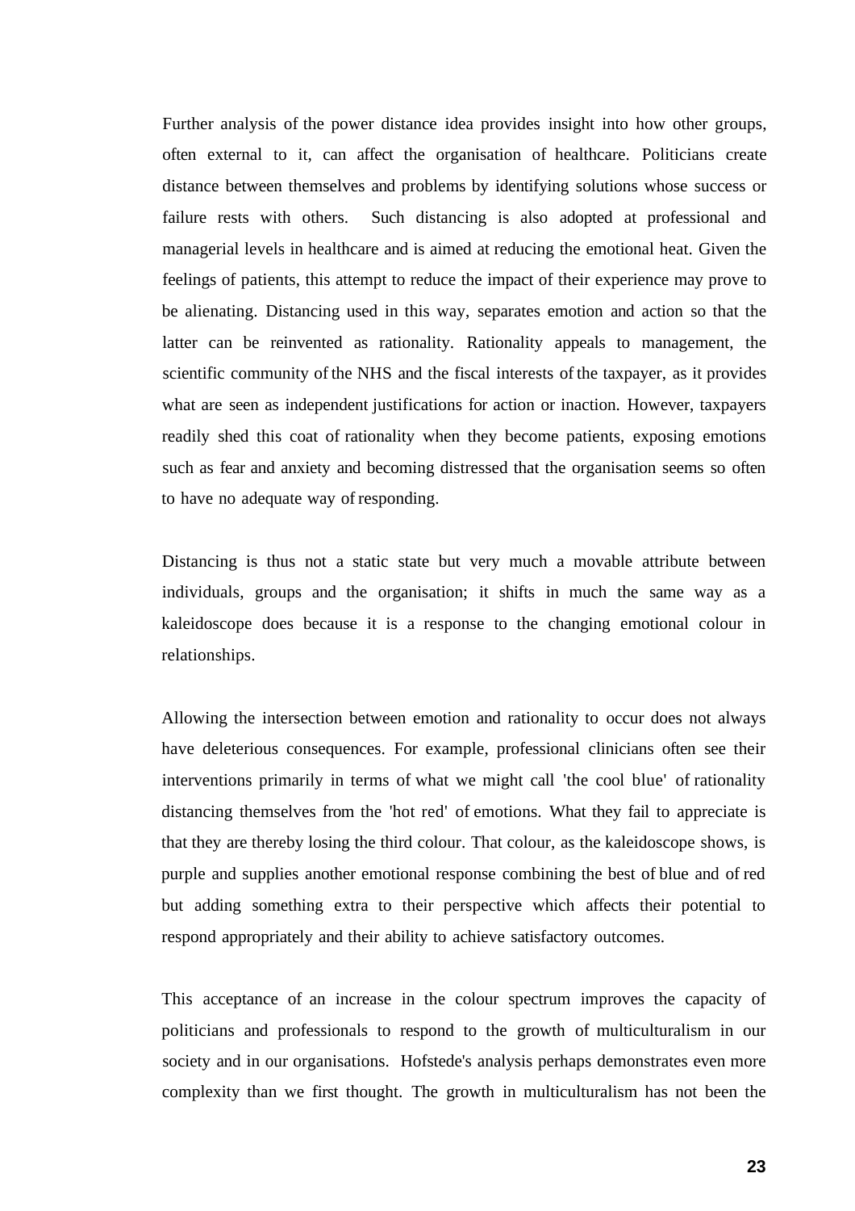Further analysis of the power distance idea provides insight into how other groups, often external to it, can affect the organisation of healthcare. Politicians create distance between themselves and problems by identifying solutions whose success or failure rests with others. Such distancing is also adopted at professional and managerial levels in healthcare and is aimed at reducing the emotional heat. Given the feelings of patients, this attempt to reduce the impact of their experience may prove to be alienating. Distancing used in this way, separates emotion and action so that the latter can be reinvented as rationality. Rationality appeals to management, the scientific community of the NHS and the fiscal interests of the taxpayer, as it provides what are seen as independent justifications for action or inaction. However, taxpayers readily shed this coat of rationality when they become patients, exposing emotions such as fear and anxiety and becoming distressed that the organisation seems so often to have no adequate way of responding.

Distancing is thus not a static state but very much a movable attribute between individuals, groups and the organisation; it shifts in much the same way as a kaleidoscope does because it is a response to the changing emotional colour in relationships.

Allowing the intersection between emotion and rationality to occur does not always have deleterious consequences. For example, professional clinicians often see their interventions primarily in terms of what we might call 'the cool blue' of rationality distancing themselves from the 'hot red' of emotions. What they fail to appreciate is that they are thereby losing the third colour. That colour, as the kaleidoscope shows, is purple and supplies another emotional response combining the best of blue and of red but adding something extra to their perspective which affects their potential to respond appropriately and their ability to achieve satisfactory outcomes.

This acceptance of an increase in the colour spectrum improves the capacity of politicians and professionals to respond to the growth of multiculturalism in our society and in our organisations. Hofstede's analysis perhaps demonstrates even more complexity than we first thought. The growth in multiculturalism has not been the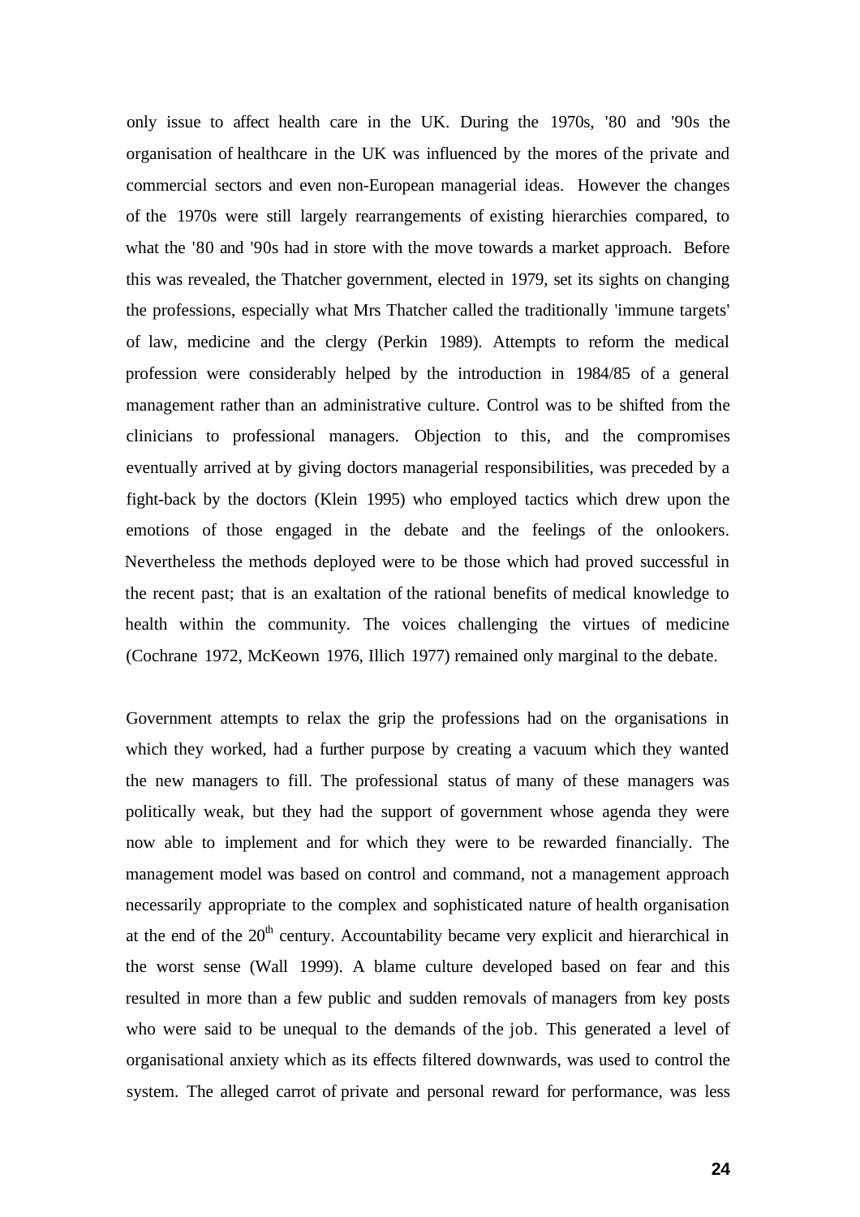only issue to affect health care in the UK. During the 1970s, '80 and '90s the organisation of healthcare in the UK was influenced by the mores of the private and commercial sectors and even non-European managerial ideas. However the changes of the 1970s were still largely rearrangements of existing hierarchies compared, to what the '80 and '90s had in store with the move towards a market approach. Before this was revealed, the Thatcher government, elected in 1979, set its sights on changing the professions, especially what Mrs Thatcher called the traditionally 'immune targets' of law, medicine and the clergy (Perkin 1989). Attempts to reform the medical profession were considerably helped by the introduction in 1984/85 of a general management rather than an administrative culture. Control was to be shifted from the clinicians to professional managers. Objection to this, and the compromises eventually arrived at by giving doctors managerial responsibilities, was preceded by a fight-back by the doctors (Klein 1995) who employed tactics which drew upon the emotions of those engaged in the debate and the feelings of the onlookers. Nevertheless the methods deployed were to be those which had proved successful in the recent past; that is an exaltation of the rational benefits of medical knowledge to health within the community. The voices challenging the virtues of medicine (Cochrane 1972, McKeown 1976, Illich 1977) remained only marginal to the debate.

Government attempts to relax the grip the professions had on the organisations in which they worked, had a further purpose by creating a vacuum which they wanted the new managers to fill. The professional status of many of these managers was politically weak, but they had the support of government whose agenda they were now able to implement and for which they were to be rewarded financially. The management model was based on control and command, not a management approach necessarily appropriate to the complex and sophisticated nature of health organisation at the end of the 20th century. Accountability became very explicit and hierarchical in the worst sense (Wall 1999). A blame culture developed based on fear and this resulted in more than a few public and sudden removals of managers from key posts who were said to be unequal to the demands of the job. This generated a level of organisational anxiety which as its effects filtered downwards, was used to control the system. The alleged carrot of private and personal reward for performance, was less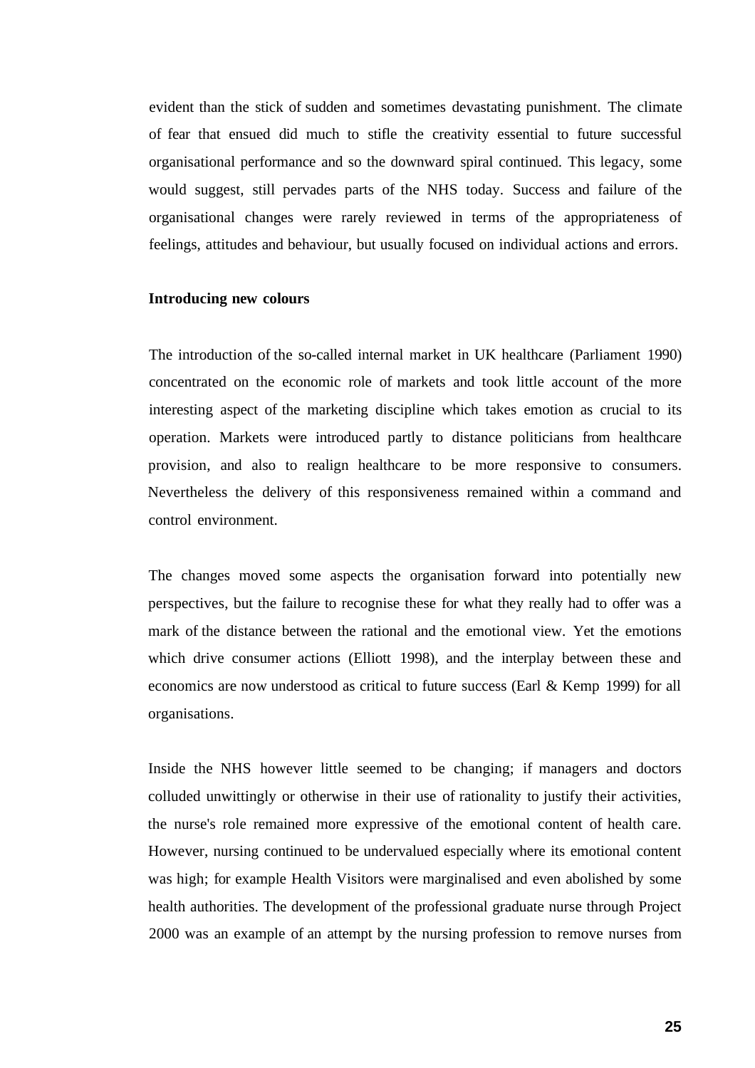evident than the stick of sudden and sometimes devastating punishment. The climate of fear that ensued did much to stifle the creativity essential to future successful organisational performance and so the downward spiral continued. This legacy, some would suggest, still pervades parts of the NHS today. Success and failure of the organisational changes were rarely reviewed in terms of the appropriateness of feelings, attitudes and behaviour, but usually focused on individual actions and errors.

**Introducing new colours**

The introduction of the so-called internal market in UK healthcare (Parliament 1990) concentrated on the economic role of markets and took little account of the more interesting aspect of the marketing discipline which takes emotion as crucial to its operation. Markets were introduced partly to distance politicians from healthcare provision, and also to realign healthcare to be more responsive to consumers. Nevertheless the delivery of this responsiveness remained within a command and control environment.

The changes moved some aspects the organisation forward into potentially new perspectives, but the failure to recognise these for what they really had to offer was a mark of the distance between the rational and the emotional view. Yet the emotions which drive consumer actions (Elliott 1998), and the interplay between these and economics are now understood as critical to future success (Earl & Kemp 1999) for all organisations.

Inside the NHS however little seemed to be changing; if managers and doctors colluded unwittingly or otherwise in their use of rationality to justify their activities, the nurse's role remained more expressive of the emotional content of health care. However, nursing continued to be undervalued especially where its emotional content was high; for example Health Visitors were marginalised and even abolished by some health authorities. The development of the professional graduate nurse through Project 2000 was an example of an attempt by the nursing profession to remove nurses from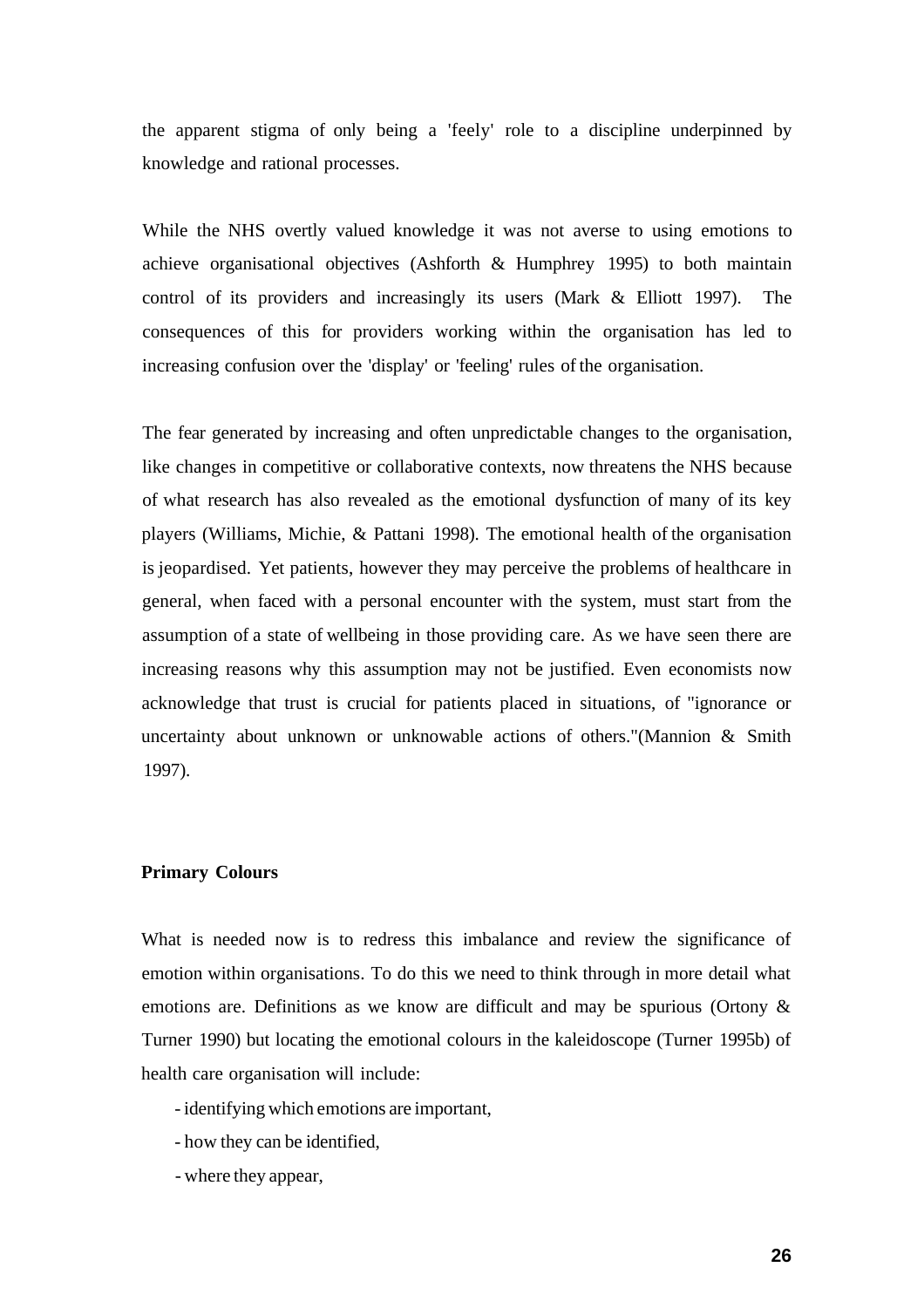the apparent stigma of only being a 'feely' role to a discipline underpinned by knowledge and rational processes.

While the NHS overtly valued knowledge it was not averse to using emotions to achieve organisational objectives (Ashforth & Humphrey 1995) to both maintain control of its providers and increasingly its users (Mark & Elliott 1997). The consequences of this for providers working within the organisation has led to increasing confusion over the 'display' or 'feeling' rules of the organisation.

The fear generated by increasing and often unpredictable changes to the organisation, like changes in competitive or collaborative contexts, now threatens the NHS because of what research has also revealed as the emotional dysfunction of many of its key players (Williams, Michie, & Pattani 1998). The emotional health of the organisation is jeopardised. Yet patients, however they may perceive the problems of healthcare in general, when faced with a personal encounter with the system, must start from the assumption of a state of wellbeing in those providing care. As we have seen there are increasing reasons why this assumption may not be justified. Even economists now acknowledge that trust is crucial for patients placed in situations, of "ignorance or uncertainty about unknown or unknowable actions of others."(Mannion & Smith 1997).

**Primary Colours**

What is needed now is to redress this imbalance and review the significance of emotion within organisations. To do this we need to think through in more detail what emotions are. Definitions as we know are difficult and may be spurious (Ortony & Turner 1990) but locating the emotional colours in the kaleidoscope (Turner 1995b) of health care organisation will include:

- identifying which emotions are important,
- how they can be identified,
- where they appear,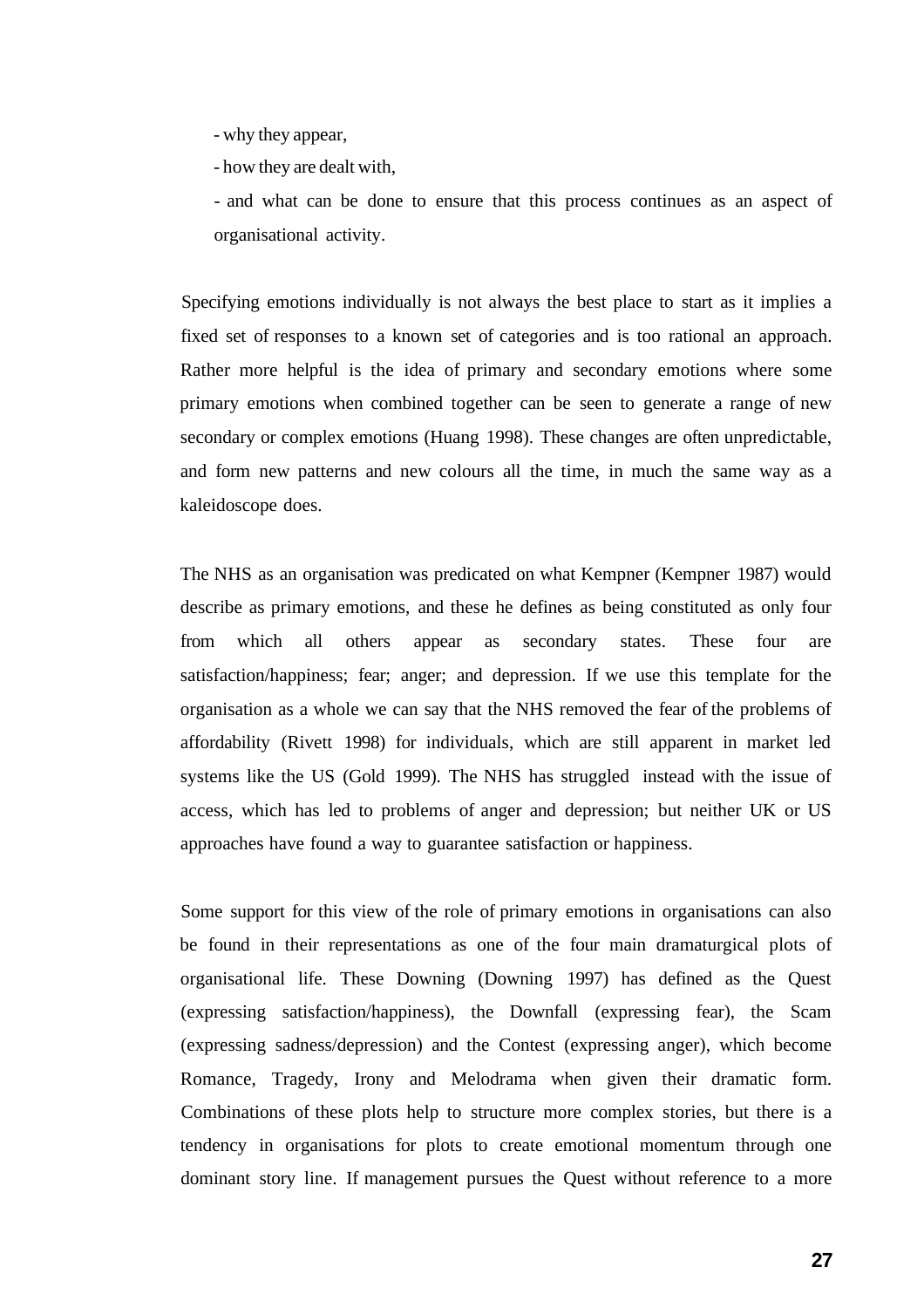- why they appear,
- how they are dealt with,
- and what can be done to ensure that this process continues as an aspect of organisational activity.

Specifying emotions individually is not always the best place to start as it implies a fixed set of responses to a known set of categories and is too rational an approach. Rather more helpful is the idea of primary and secondary emotions where some primary emotions when combined together can be seen to generate a range of new secondary or complex emotions (Huang 1998). These changes are often unpredictable, and form new patterns and new colours all the time, in much the same way as a kaleidoscope does.

The NHS as an organisation was predicated on what Kempner (Kempner 1987) would describe as primary emotions, and these he defines as being constituted as only four from which all others appear as secondary states. These four are satisfaction/happiness; fear; anger; and depression. If we use this template for the organisation as a whole we can say that the NHS removed the fear of the problems of affordability (Rivett 1998) for individuals, which are still apparent in market led systems like the US (Gold 1999). The NHS has struggled instead with the issue of access, which has led to problems of anger and depression; but neither UK or US approaches have found a way to guarantee satisfaction or happiness.

Some support for this view of the role of primary emotions in organisations can also be found in their representations as one of the four main dramaturgical plots of organisational life. These Downing (Downing 1997) has defined as the Quest (expressing satisfaction/happiness), the Downfall (expressing fear), the Scam (expressing sadness/depression) and the Contest (expressing anger), which become Romance, Tragedy, Irony and Melodrama when given their dramatic form. Combinations of these plots help to structure more complex stories, but there is a tendency in organisations for plots to create emotional momentum through one dominant story line. If management pursues the Quest without reference to a more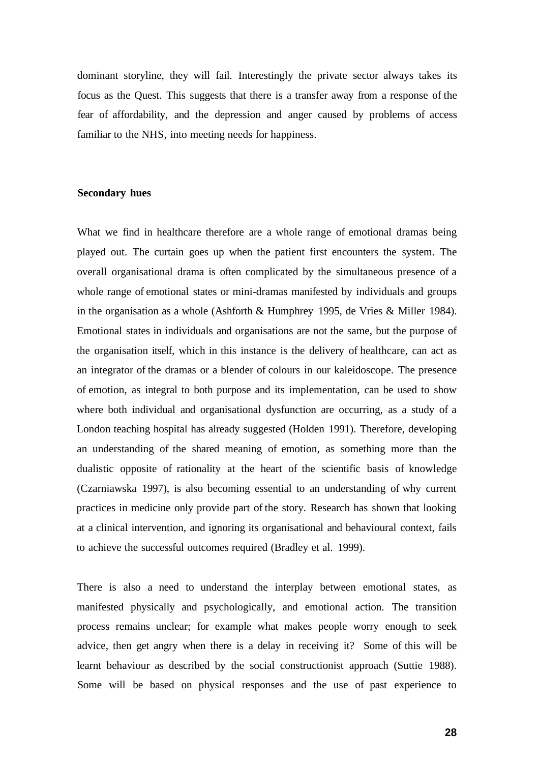dominant storyline, they will fail. Interestingly the private sector always takes its focus as the Quest. This suggests that there is a transfer away from a response of the fear of affordability, and the depression and anger caused by problems of access familiar to the NHS, into meeting needs for happiness.

### Secondary hues

What we find in healthcare therefore are a whole range of emotional dramas being played out. The curtain goes up when the patient first encounters the system. The overall organisational drama is often complicated by the simultaneous presence of a whole range of emotional states or mini-dramas manifested by individuals and groups in the organisation as a whole (Ashforth & Humphrey 1995, de Vries & Miller 1984). Emotional states in individuals and organisations are not the same, but the purpose of the organisation itself, which in this instance is the delivery of healthcare, can act as an integrator of the dramas or a blender of colours in our kaleidoscope. The presence of emotion, as integral to both purpose and its implementation, can be used to show where both individual and organisational dysfunction are occurring, as a study of a London teaching hospital has already suggested (Holden 1991). Therefore, developing an understanding of the shared meaning of emotion, as something more than the dualistic opposite of rationality at the heart of the scientific basis of knowledge (Czarniawska 1997), is also becoming essential to an understanding of why current practices in medicine only provide part of the story. Research has shown that looking at a clinical intervention, and ignoring its organisational and behavioural context, fails to achieve the successful outcomes required (Bradley et al. 1999).

There is also a need to understand the interplay between emotional states, as manifested physically and psychologically, and emotional action. The transition process remains unclear; for example what makes people worry enough to seek advice, then get angry when there is a delay in receiving it? Some of this will be learnt behaviour as described by the social constructionist approach (Suttie 1988). Some will be based on physical responses and the use of past experience to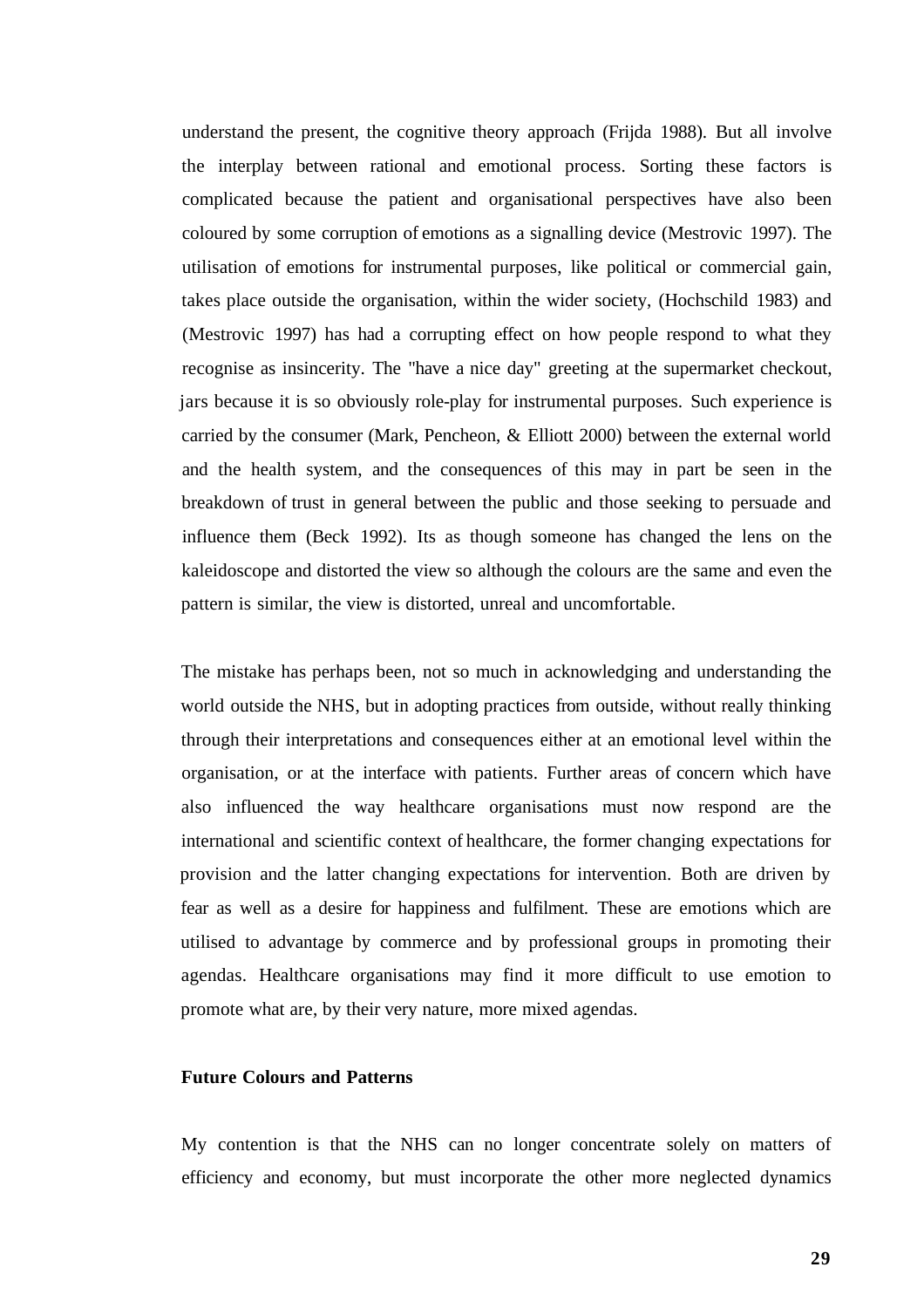understand the present, the cognitive theory approach (Frijda 1988). But all involve the interplay between rational and emotional process. Sorting these factors is complicated because the patient and organisational perspectives have also been coloured by some corruption of emotions as a signalling device (Mestrovic 1997). The utilisation of emotions for instrumental purposes, like political or commercial gain, takes place outside the organisation, within the wider society, (Hochschild 1983) and (Mestrovic 1997) has had a corrupting effect on how people respond to what they recognise as insincerity. The "have a nice day" greeting at the supermarket checkout, jars because it is so obviously role-play for instrumental purposes. Such experience is carried by the consumer (Mark, Pencheon, & Elliott 2000) between the external world and the health system, and the consequences of this may in part be seen in the breakdown of trust in general between the public and those seeking to persuade and influence them (Beck 1992). Its as though someone has changed the lens on the kaleidoscope and distorted the view so although the colours are the same and even the pattern is similar, the view is distorted, unreal and uncomfortable.

The mistake has perhaps been, not so much in acknowledging and understanding the world outside the NHS, but in adopting practices from outside, without really thinking through their interpretations and consequences either at an emotional level within the organisation, or at the interface with patients. Further areas of concern which have also influenced the way healthcare organisations must now respond are the international and scientific context of healthcare, the former changing expectations for provision and the latter changing expectations for intervention. Both are driven by fear as well as a desire for happiness and fulfilment. These are emotions which are utilised to advantage by commerce and by professional groups in promoting their agendas. Healthcare organisations may find it more difficult to use emotion to promote what are, by their very nature, more mixed agendas.

**Future Colours and Patterns**

My contention is that the NHS can no longer concentrate solely on matters of efficiency and economy, but must incorporate the other more neglected dynamics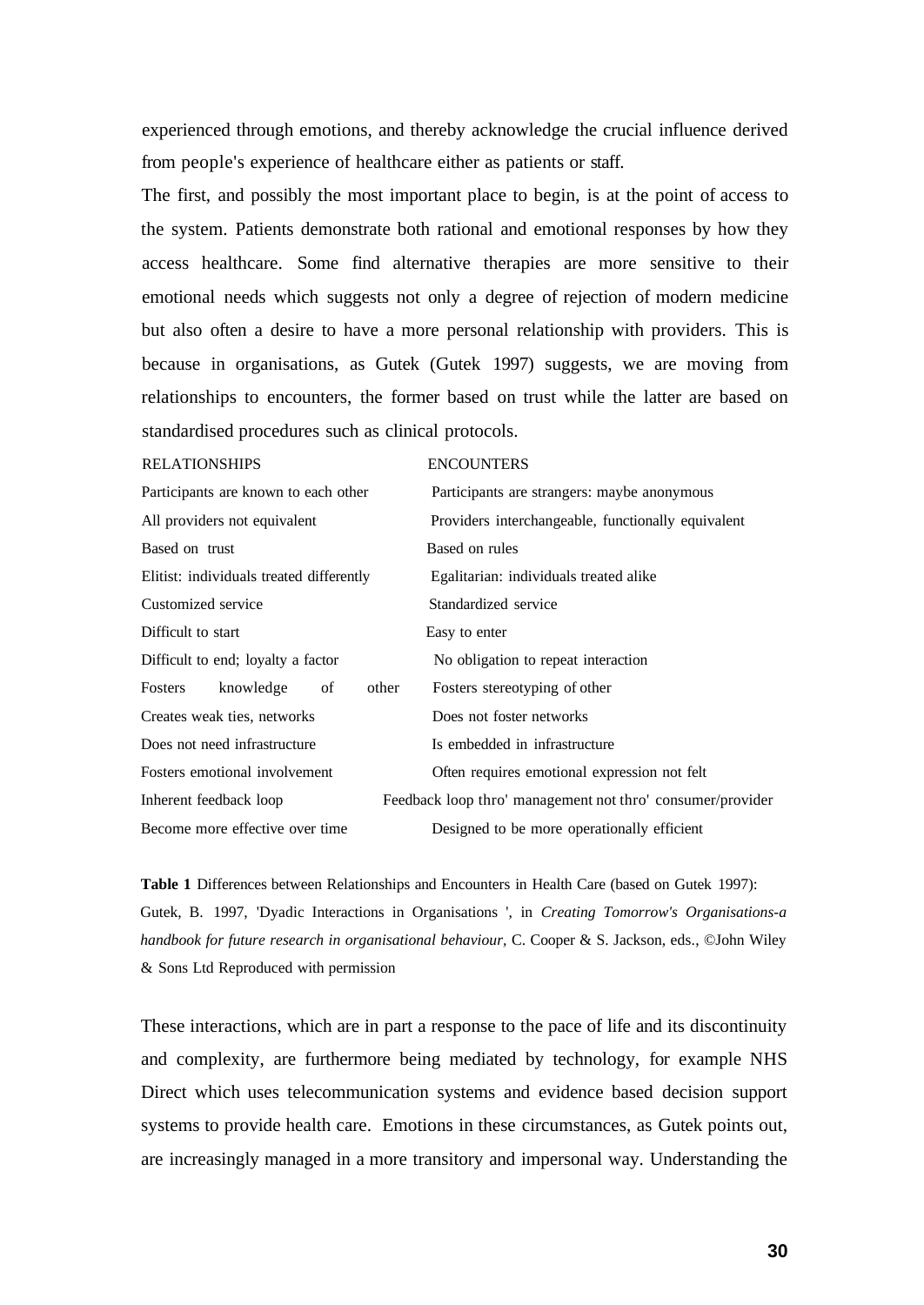experienced through emotions, and thereby acknowledge the crucial influence derived from people's experience of healthcare either as patients or staff.

The first, and possibly the most important place to begin, is at the point of access to the system. Patients demonstrate both rational and emotional responses by how they access healthcare. Some find alternative therapies are more sensitive to their emotional needs which suggests not only a degree of rejection of modern medicine but also often a desire to have a more personal relationship with providers. This is because in organisations, as Gutek (Gutek 1997) suggests, we are moving from relationships to encounters, the former based on trust while the latter are based on standardised procedures such as clinical protocols.

| RELATIONSHIPS | ENCOUNTERS |
|---|---|
| Participants are known to each other | Participants are strangers: maybe anonymous |
| All providers not equivalent | Providers interchangeable, functionally equivalent |
| Based on trust | Based on rules |
| Elitist: individuals treated differently | Egalitarian: individuals treated alike |
| Customized service | Standardized service |
| Difficult to start | Easy to enter |
| Difficult to end; loyalty a factor | No obligation to repeat interaction |
| Fosters knowledge of other | Fosters stereotyping of other |
| Creates weak ties, networks | Does not foster networks |
| Does not need infrastructure | Is embedded in infrastructure |
| Fosters emotional involvement | Often requires emotional expression not felt |
| Inherent feedback loop | Feedback loop thro' management not thro' consumer/provider |
| Become more effective over time | Designed to be more operationally efficient |

**Table 1** Differences between Relationships and Encounters in Health Care (based on Gutek 1997): Gutek, B. 1997, 'Dyadic Interactions in Organisations ', in *Creating Tomorrow's Organisations-a handbook for future research in organisational behaviour,* C. Cooper & S. Jackson, eds., ©John Wiley & Sons Ltd Reproduced with permission

These interactions, which are in part a response to the pace of life and its discontinuity and complexity, are furthermore being mediated by technology, for example NHS Direct which uses telecommunication systems and evidence based decision support systems to provide health care. Emotions in these circumstances, as Gutek points out, are increasingly managed in a more transitory and impersonal way. Understanding the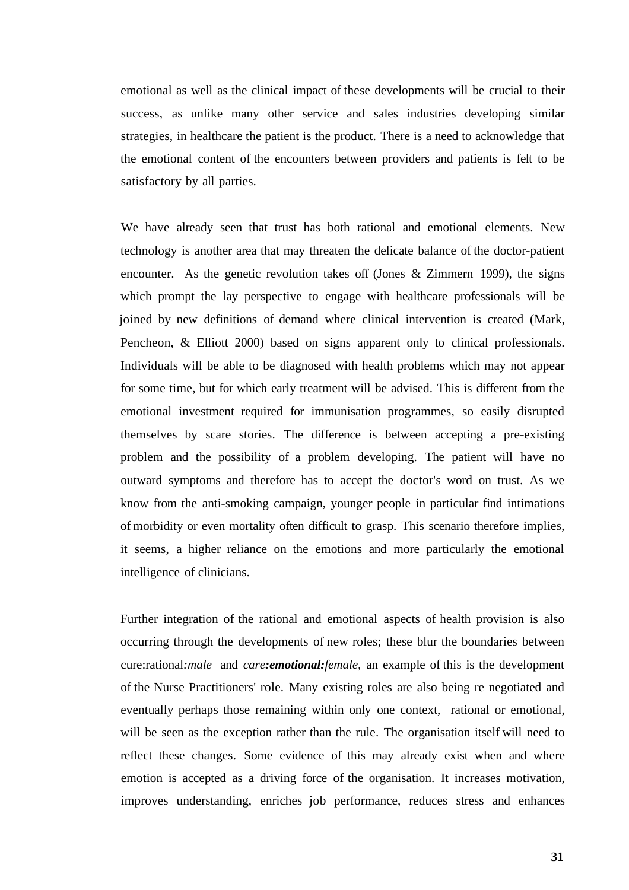emotional as well as the clinical impact of these developments will be crucial to their success, as unlike many other service and sales industries developing similar strategies, in healthcare the patient is the product. There is a need to acknowledge that the emotional content of the encounters between providers and patients is felt to be satisfactory by all parties.

We have already seen that trust has both rational and emotional elements. New technology is another area that may threaten the delicate balance of the doctor-patient encounter. As the genetic revolution takes off (Jones & Zimmern 1999), the signs which prompt the lay perspective to engage with healthcare professionals will be joined by new definitions of demand where clinical intervention is created (Mark, Pencheon, & Elliott 2000) based on signs apparent only to clinical professionals. Individuals will be able to be diagnosed with health problems which may not appear for some time, but for which early treatment will be advised. This is different from the emotional investment required for immunisation programmes, so easily disrupted themselves by scare stories. The difference is between accepting a pre-existing problem and the possibility of a problem developing. The patient will have no outward symptoms and therefore has to accept the doctor's word on trust. As we know from the anti-smoking campaign, younger people in particular find intimations of morbidity or even mortality often difficult to grasp. This scenario therefore implies, it seems, a higher reliance on the emotions and more particularly the emotional intelligence of clinicians.

Further integration of the rational and emotional aspects of health provision is also occurring through the developments of new roles; these blur the boundaries between cure:rational*:male* and *care****:emotional:****female*, an example of this is the development of the Nurse Practitioners' role. Many existing roles are also being re negotiated and eventually perhaps those remaining within only one context, rational or emotional, will be seen as the exception rather than the rule. The organisation itself will need to reflect these changes. Some evidence of this may already exist when and where emotion is accepted as a driving force of the organisation. It increases motivation, improves understanding, enriches job performance, reduces stress and enhances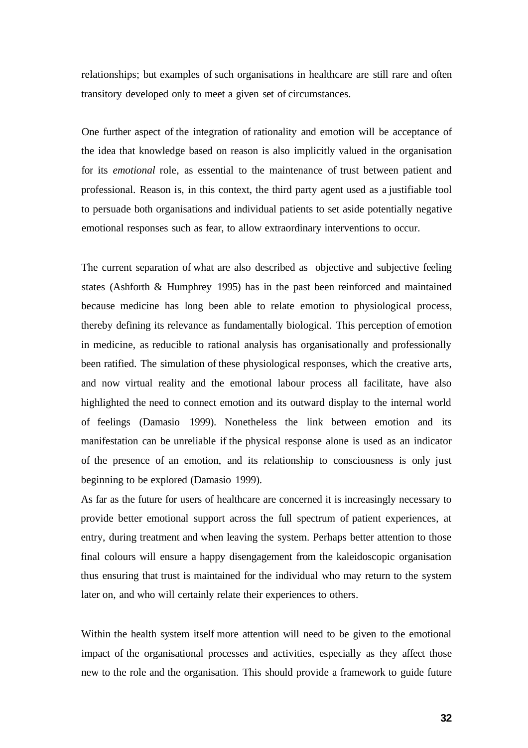relationships; but examples of such organisations in healthcare are still rare and often transitory developed only to meet a given set of circumstances.

One further aspect of the integration of rationality and emotion will be acceptance of the idea that knowledge based on reason is also implicitly valued in the organisation for its *emotional* role, as essential to the maintenance of trust between patient and professional. Reason is, in this context, the third party agent used as a justifiable tool to persuade both organisations and individual patients to set aside potentially negative emotional responses such as fear, to allow extraordinary interventions to occur.

The current separation of what are also described as objective and subjective feeling states (Ashforth & Humphrey 1995) has in the past been reinforced and maintained because medicine has long been able to relate emotion to physiological process, thereby defining its relevance as fundamentally biological. This perception of emotion in medicine, as reducible to rational analysis has organisationally and professionally been ratified. The simulation of these physiological responses, which the creative arts, and now virtual reality and the emotional labour process all facilitate, have also highlighted the need to connect emotion and its outward display to the internal world of feelings (Damasio 1999). Nonetheless the link between emotion and its manifestation can be unreliable if the physical response alone is used as an indicator of the presence of an emotion, and its relationship to consciousness is only just beginning to be explored (Damasio 1999).

As far as the future for users of healthcare are concerned it is increasingly necessary to provide better emotional support across the full spectrum of patient experiences, at entry, during treatment and when leaving the system. Perhaps better attention to those final colours will ensure a happy disengagement from the kaleidoscopic organisation thus ensuring that trust is maintained for the individual who may return to the system later on, and who will certainly relate their experiences to others.

Within the health system itself more attention will need to be given to the emotional impact of the organisational processes and activities, especially as they affect those new to the role and the organisation. This should provide a framework to guide future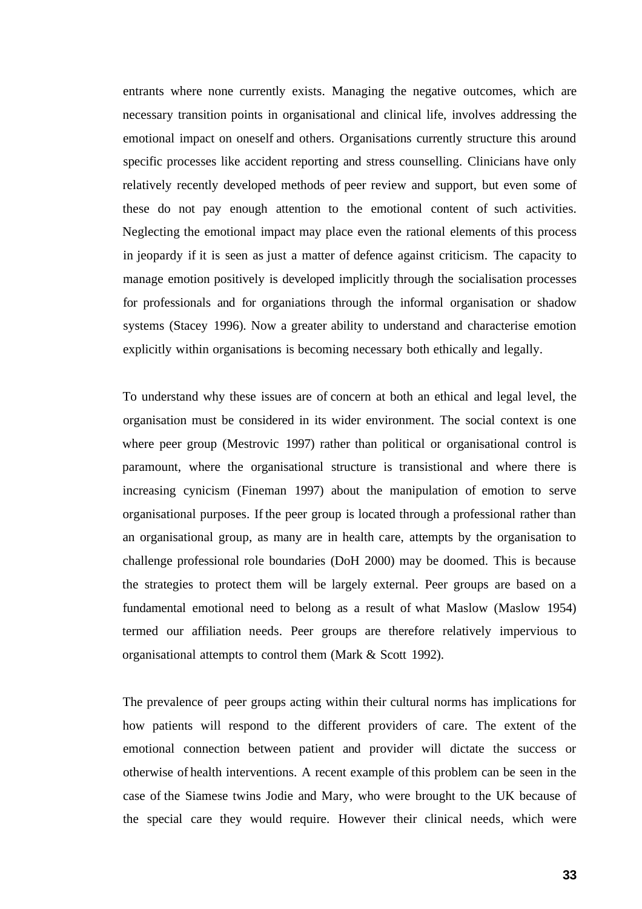entrants where none currently exists. Managing the negative outcomes, which are necessary transition points in organisational and clinical life, involves addressing the emotional impact on oneself and others. Organisations currently structure this around specific processes like accident reporting and stress counselling. Clinicians have only relatively recently developed methods of peer review and support, but even some of these do not pay enough attention to the emotional content of such activities. Neglecting the emotional impact may place even the rational elements of this process in jeopardy if it is seen as just a matter of defence against criticism. The capacity to manage emotion positively is developed implicitly through the socialisation processes for professionals and for organiations through the informal organisation or shadow systems (Stacey 1996). Now a greater ability to understand and characterise emotion explicitly within organisations is becoming necessary both ethically and legally.

To understand why these issues are of concern at both an ethical and legal level, the organisation must be considered in its wider environment. The social context is one where peer group (Mestrovic 1997) rather than political or organisational control is paramount, where the organisational structure is transistional and where there is increasing cynicism (Fineman 1997) about the manipulation of emotion to serve organisational purposes. If the peer group is located through a professional rather than an organisational group, as many are in health care, attempts by the organisation to challenge professional role boundaries (DoH 2000) may be doomed. This is because the strategies to protect them will be largely external. Peer groups are based on a fundamental emotional need to belong as a result of what Maslow (Maslow 1954) termed our affiliation needs. Peer groups are therefore relatively impervious to organisational attempts to control them (Mark & Scott 1992).

The prevalence of peer groups acting within their cultural norms has implications for how patients will respond to the different providers of care. The extent of the emotional connection between patient and provider will dictate the success or otherwise of health interventions. A recent example of this problem can be seen in the case of the Siamese twins Jodie and Mary, who were brought to the UK because of the special care they would require. However their clinical needs, which were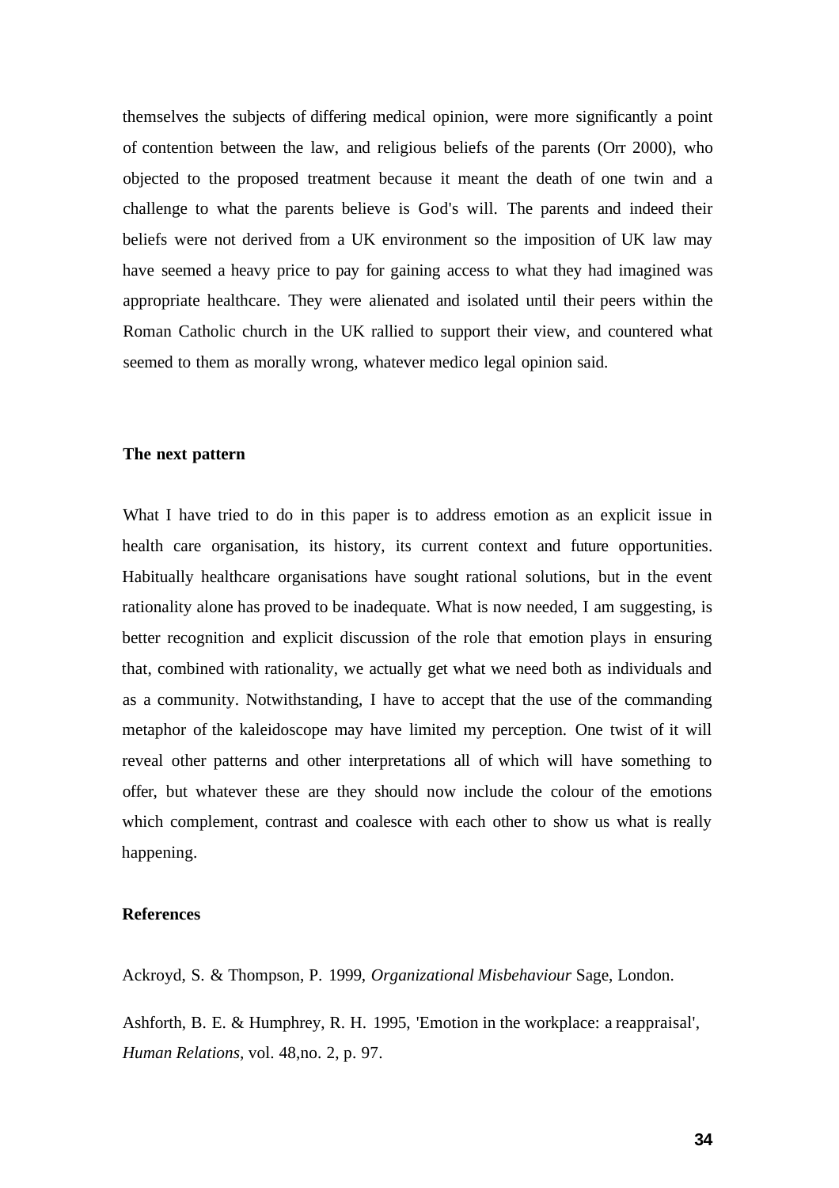themselves the subjects of differing medical opinion, were more significantly a point of contention between the law, and religious beliefs of the parents (Orr 2000), who objected to the proposed treatment because it meant the death of one twin and a challenge to what the parents believe is God's will. The parents and indeed their beliefs were not derived from a UK environment so the imposition of UK law may have seemed a heavy price to pay for gaining access to what they had imagined was appropriate healthcare. They were alienated and isolated until their peers within the Roman Catholic church in the UK rallied to support their view, and countered what seemed to them as morally wrong, whatever medico legal opinion said.

## The next pattern

What I have tried to do in this paper is to address emotion as an explicit issue in health care organisation, its history, its current context and future opportunities. Habitually healthcare organisations have sought rational solutions, but in the event rationality alone has proved to be inadequate. What is now needed, I am suggesting, is better recognition and explicit discussion of the role that emotion plays in ensuring that, combined with rationality, we actually get what we need both as individuals and as a community. Notwithstanding, I have to accept that the use of the commanding metaphor of the kaleidoscope may have limited my perception. One twist of it will reveal other patterns and other interpretations all of which will have something to offer, but whatever these are they should now include the colour of the emotions which complement, contrast and coalesce with each other to show us what is really happening.

## References

Ackroyd, S. & Thompson, P. 1999, *Organizational Misbehaviour* Sage, London.

Ashforth, B. E. & Humphrey, R. H. 1995, 'Emotion in the workplace: a reappraisal', *Human Relations*, vol. 48,no. 2, p. 97.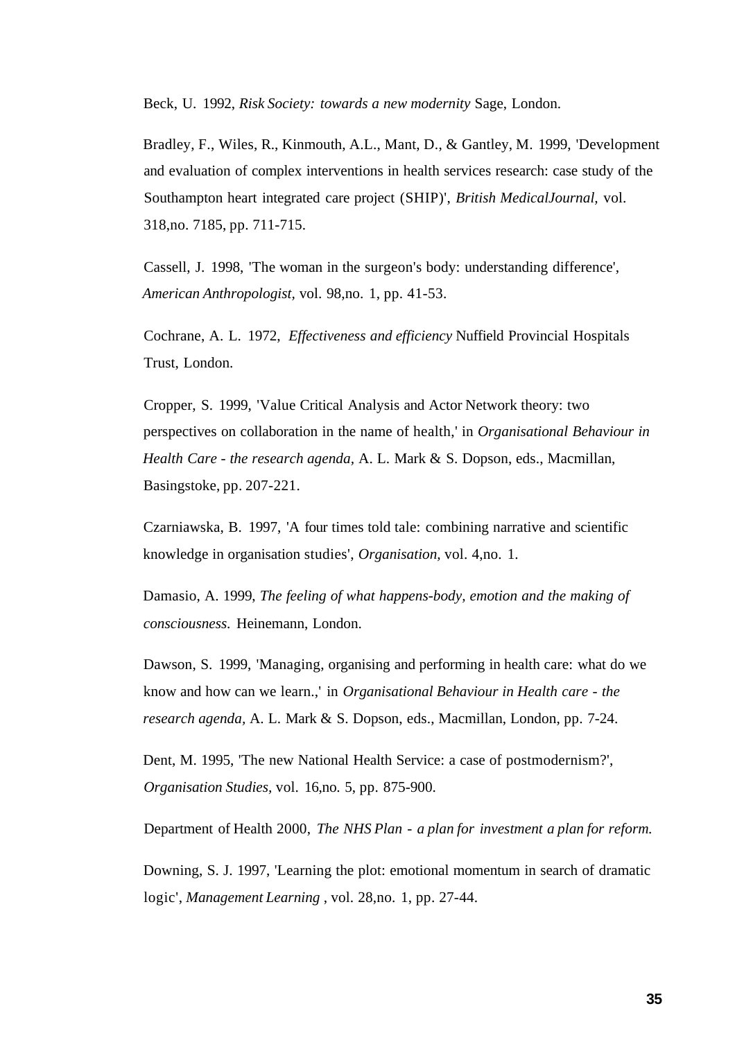Beck, U. 1992, *Risk Society: towards a new modernity* Sage, London.

Bradley, F., Wiles, R., Kinmouth, A.L., Mant, D., & Gantley, M. 1999, 'Development and evaluation of complex interventions in health services research: case study of the Southampton heart integrated care project (SHIP)', *British MedicalJournal,* vol. 318,no. 7185, pp. 711-715.

Cassell, J. 1998, 'The woman in the surgeon's body: understanding difference', *American Anthropologist,* vol. 98,no. 1, pp. 41-53.

Cochrane, A. L. 1972, *Effectiveness and efficiency* Nuffield Provincial Hospitals Trust, London.

Cropper, S. 1999, 'Value Critical Analysis and Actor Network theory: two perspectives on collaboration in the name of health,' in *Organisational Behaviour in Health Care - the research agenda,* A. L. Mark & S. Dopson, eds., Macmillan, Basingstoke, pp. 207-221.

Czarniawska, B. 1997, 'A four times told tale: combining narrative and scientific knowledge in organisation studies', *Organisation,* vol. 4,no. 1.

Damasio, A. 1999, *The feeling of what happens-body, emotion and the making of consciousness.* Heinemann, London.

Dawson, S. 1999, 'Managing, organising and performing in health care: what do we know and how can we learn.,' in *Organisational Behaviour in Health care - the research agenda,* A. L. Mark & S. Dopson, eds., Macmillan, London, pp. 7-24.

Dent, M. 1995, 'The new National Health Service: a case of postmodernism?', *Organisation Studies,* vol. 16,no. 5, pp. 875-900.

Department of Health 2000, *The NHS Plan - a plan for investment a plan for reform.*

Downing, S. J. 1997, 'Learning the plot: emotional momentum in search of dramatic logic', *Management Learning* , vol. 28,no. 1, pp. 27-44.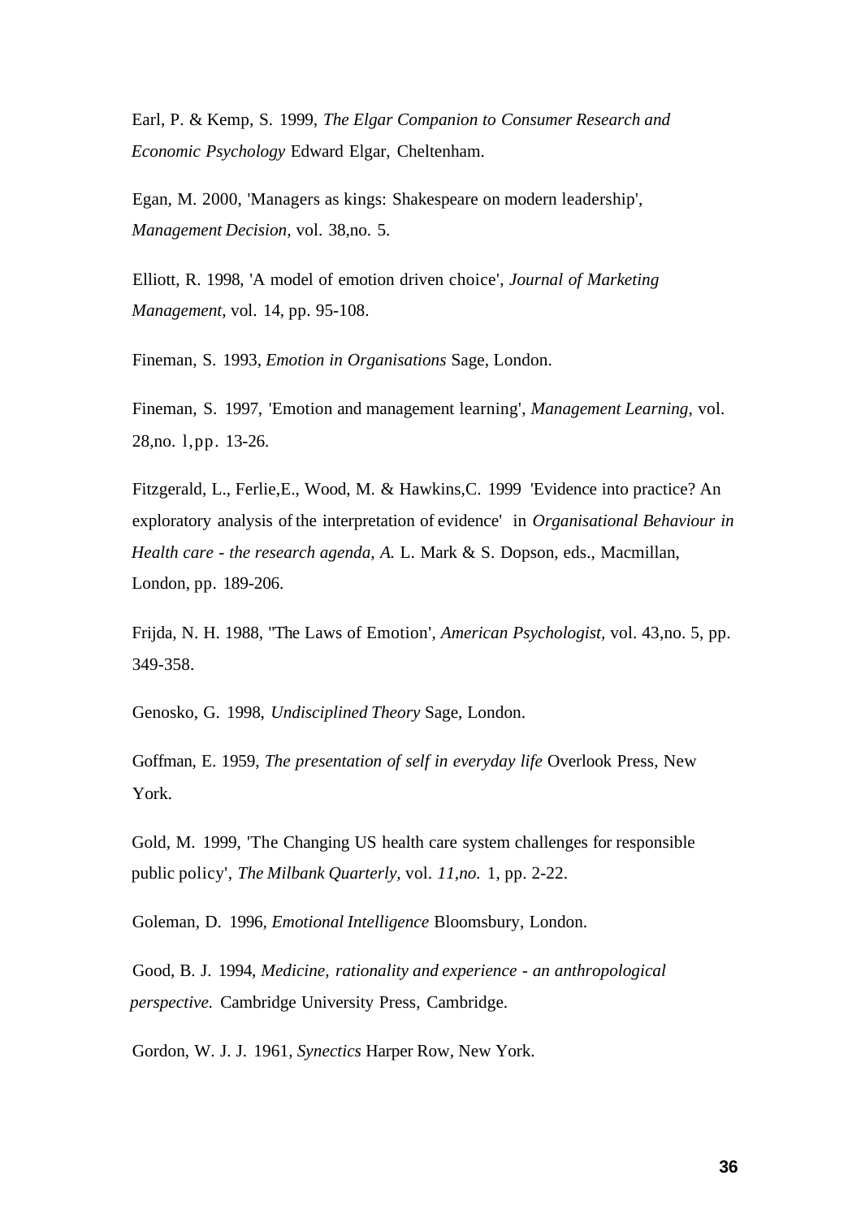Earl, P. & Kemp, S. 1999, *The Elgar Companion to Consumer Research and Economic Psychology* Edward Elgar, Cheltenham.

Egan, M. 2000, 'Managers as kings: Shakespeare on modern leadership', *Management Decision*, vol. 38,no. 5.

Elliott, R. 1998, 'A model of emotion driven choice', *Journal of Marketing Management*, vol. 14, pp. 95-108.

Fineman, S. 1993, *Emotion in Organisations* Sage, London.

Fineman, S. 1997, 'Emotion and management learning', *Management Learning,* vol. 28,no. l,pp. 13-26.

Fitzgerald, L., Ferlie,E., Wood, M. & Hawkins,C. 1999 'Evidence into practice? An exploratory analysis of the interpretation of evidence' in *Organisational Behaviour in Health care - the research agenda, A.* L. Mark & S. Dopson, eds., Macmillan, London, pp. 189-206.

Frijda, N. H. 1988, ''The Laws of Emotion', *American Psychologist,* vol. 43,no. 5, pp. 349-358.

Genosko, G. 1998, *Undisciplined Theory* Sage, London.

Goffman, E. 1959, *The presentation of self in everyday life* Overlook Press, New York.

Gold, M. 1999, 'The Changing US health care system challenges for responsible public policy', *The Milbank Quarterly,* vol. *11,no.* 1, pp. 2-22.

Goleman, D. 1996, *Emotional Intelligence* Bloomsbury, London.

Good, B. J. 1994, *Medicine, rationality and experience - an anthropological perspective.* Cambridge University Press, Cambridge.

Gordon, W. J. J. 1961, *Synectics* Harper Row, New York.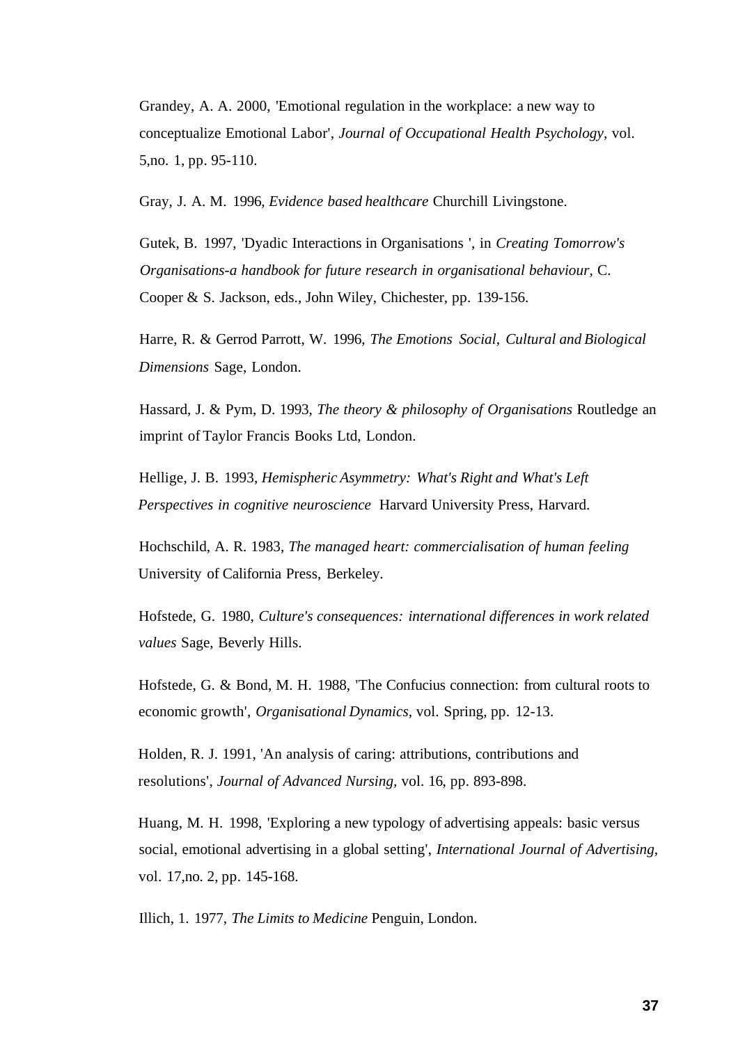Grandey, A. A. 2000, 'Emotional regulation in the workplace: a new way to conceptualize Emotional Labor', *Journal of Occupational Health Psychology*, vol. 5,no. 1, pp. 95-110.

Gray, J. A. M. 1996, *Evidence based healthcare* Churchill Livingstone.

Gutek, B. 1997, 'Dyadic Interactions in Organisations ', in *Creating Tomorrow's Organisations-a handbook for future research in organisational behaviour,* C. Cooper & S. Jackson, eds., John Wiley, Chichester, pp. 139-156.

Harre, R. & Gerrod Parrott, W. 1996, *The Emotions Social, Cultural and Biological Dimensions* Sage, London.

Hassard, J. & Pym, D. 1993, *The theory & philosophy of Organisations* Routledge an imprint of Taylor Francis Books Ltd, London.

Hellige, J. B. 1993, *Hemispheric Asymmetry: What's Right and What's Left Perspectives in cognitive neuroscience* Harvard University Press, Harvard.

Hochschild, A. R. 1983, *The managed heart: commercialisation of human feeling* University of California Press, Berkeley.

Hofstede, G. 1980, *Culture's consequences: international differences in work related values* Sage, Beverly Hills.

Hofstede, G. & Bond, M. H. 1988, 'The Confucius connection: from cultural roots to economic growth', *Organisational Dynamics,* vol. Spring, pp. 12-13.

Holden, R. J. 1991, 'An analysis of caring: attributions, contributions and resolutions', *Journal of Advanced Nursing,* vol. 16, pp. 893-898.

Huang, M. H. 1998, 'Exploring a new typology of advertising appeals: basic versus social, emotional advertising in a global setting', *International Journal of Advertising*, vol. 17,no. 2, pp. 145-168.

Illich, 1. 1977, *The Limits to Medicine* Penguin, London.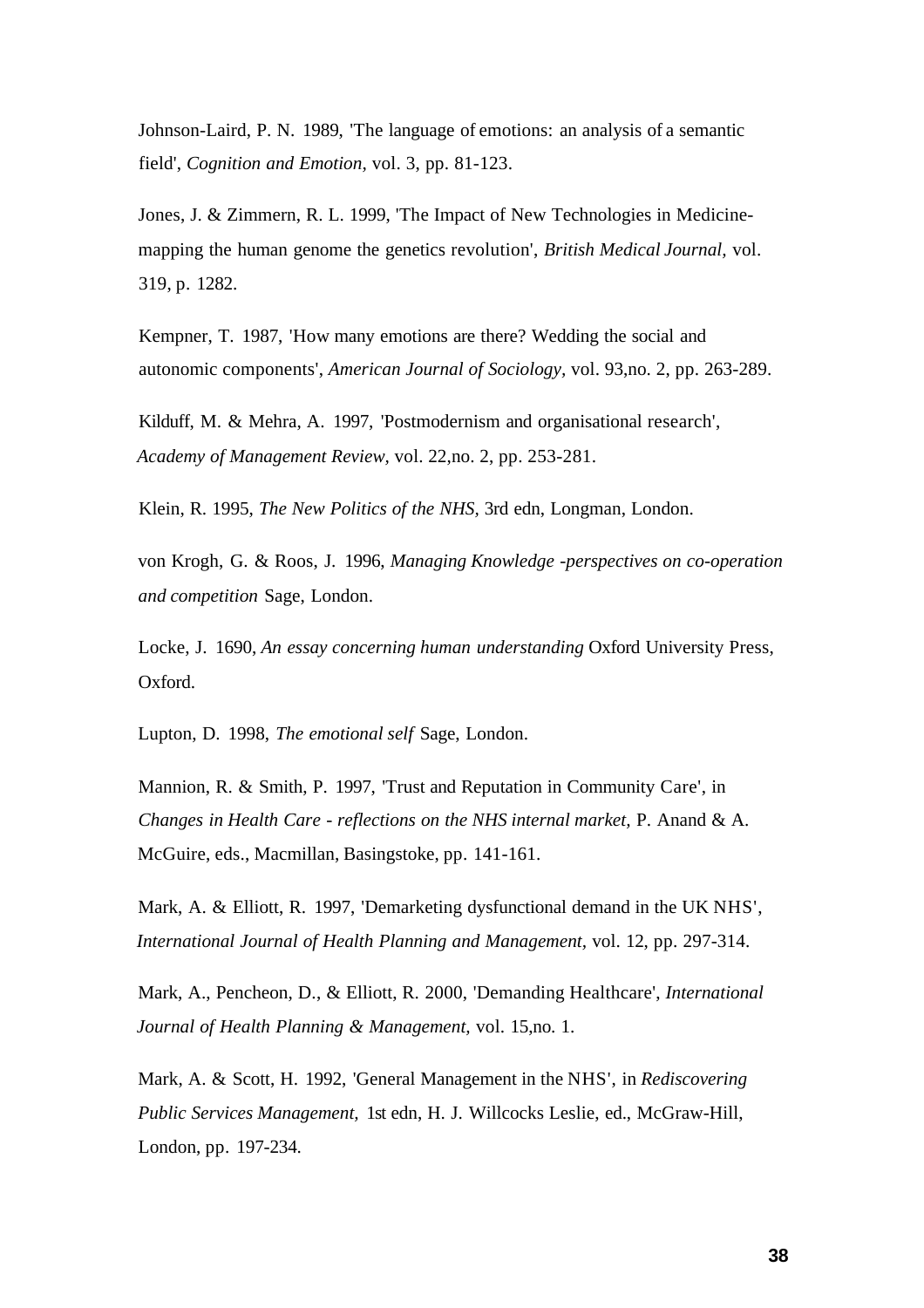Johnson-Laird, P. N. 1989, 'The language of emotions: an analysis of a semantic field', *Cognition and Emotion*, vol. 3, pp. 81-123.

Jones, J. & Zimmern, R. L. 1999, 'The Impact of New Technologies in Medicine-mapping the human genome the genetics revolution', *British Medical Journal,* vol. 319, p. 1282.

Kempner, T. 1987, 'How many emotions are there? Wedding the social and autonomic components', *American Journal of Sociology,* vol. 93,no. 2, pp. 263-289.

Kilduff, M. & Mehra, A. 1997, 'Postmodernism and organisational research', *Academy of Management Review,* vol. 22,no. 2, pp. 253-281.

Klein, R. 1995, *The New Politics of the NHS,* 3rd edn, Longman, London.

von Krogh, G. & Roos, J. 1996, *Managing Knowledge -perspectives on co-operation and competition* Sage, London.

Locke, J. 1690, *An essay concerning human understanding* Oxford University Press, Oxford.

Lupton, D. 1998, *The emotional self* Sage, London.

Mannion, R. & Smith, P. 1997, 'Trust and Reputation in Community Care', in *Changes in Health Care - reflections on the NHS internal market,* P. Anand & A. McGuire, eds., Macmillan, Basingstoke, pp. 141-161.

Mark, A. & Elliott, R. 1997, 'Demarketing dysfunctional demand in the UK NHS', *International Journal of Health Planning and Management,* vol. 12, pp. 297-314.

Mark, A., Pencheon, D., & Elliott, R. 2000, 'Demanding Healthcare', *International Journal of Health Planning & Management,* vol. 15,no. 1.

Mark, A. & Scott, H. 1992, 'General Management in the NHS', in *Rediscovering Public Services Management,* 1st edn, H. J. Willcocks Leslie, ed., McGraw-Hill, London, pp. 197-234.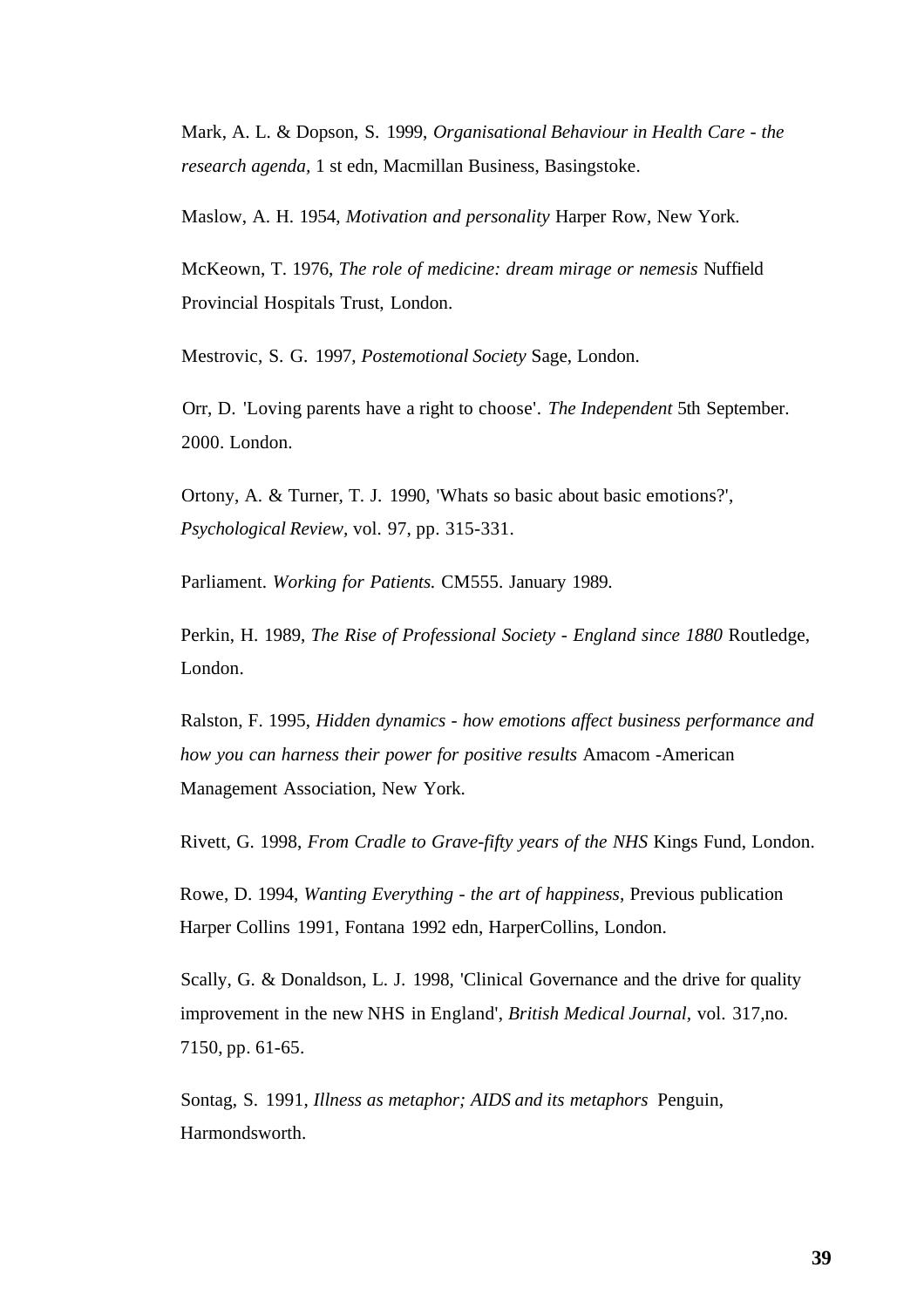Mark, A. L. & Dopson, S. 1999, *Organisational Behaviour in Health Care - the research agenda,* 1 st edn, Macmillan Business, Basingstoke.

Maslow, A. H. 1954, *Motivation and personality* Harper Row, New York.

McKeown, T. 1976, *The role of medicine: dream mirage or nemesis* Nuffield Provincial Hospitals Trust, London.

Mestrovic, S. G. 1997, *Postemotional Society* Sage, London.

Orr, D. 'Loving parents have a right to choose'. *The Independent* 5th September. 2000. London.

Ortony, A. & Turner, T. J. 1990, 'Whats so basic about basic emotions?', *Psychological Review*, vol. 97, pp. 315-331.

Parliament. *Working for Patients.* CM555. January 1989.

Perkin, H. 1989, *The Rise of Professional Society - England since 1880* Routledge, London.

Ralston, F. 1995, *Hidden dynamics - how emotions affect business performance and how you can harness their power for positive results* Amacom -American Management Association, New York.

Rivett, G. 1998, *From Cradle to Grave-fifty years of the NHS* Kings Fund, London.

Rowe, D. 1994, *Wanting Everything - the art of happiness*, Previous publication Harper Collins 1991, Fontana 1992 edn, HarperCollins, London.

Scally, G. & Donaldson, L. J. 1998, 'Clinical Governance and the drive for quality improvement in the new NHS in England', *British Medical Journal,* vol. 317,no. 7150, pp. 61-65.

Sontag, S. 1991, *Illness as metaphor; AIDS and its metaphors* Penguin, Harmondsworth.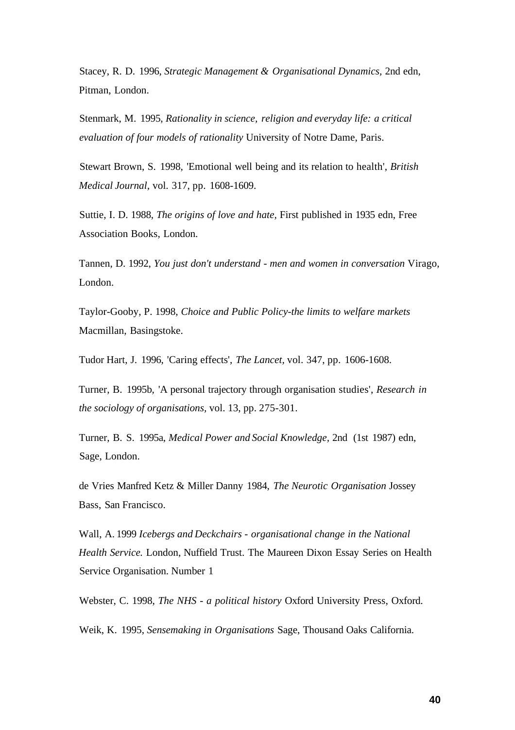Stacey, R. D. 1996, *Strategic Management & Organisational Dynamics,* 2nd edn, Pitman, London.

Stenmark, M. 1995, *Rationality in science, religion and everyday life: a critical evaluation of four models of rationality* University of Notre Dame, Paris.

Stewart Brown, S. 1998, 'Emotional well being and its relation to health', *British Medical Journal*, vol. 317, pp. 1608-1609.

Suttie, I. D. 1988, *The origins of love and hate,* First published in 1935 edn, Free Association Books, London.

Tannen, D. 1992, *You just don't understand - men and women in conversation* Virago, London.

Taylor-Gooby, P. 1998, *Choice and Public Policy-the limits to welfare markets* Macmillan, Basingstoke.

Tudor Hart, J. 1996, 'Caring effects', *The Lancet,* vol. 347, pp. 1606-1608.

Turner, B. 1995b, 'A personal trajectory through organisation studies', *Research in the sociology of organisations,* vol. 13, pp. 275-301.

Turner, B. S. 1995a, *Medical Power and Social Knowledge*, 2nd (1st 1987) edn, Sage, London.

de Vries Manfred Ketz & Miller Danny 1984, *The Neurotic Organisation* Jossey Bass, San Francisco.

Wall, A. 1999 *Icebergs and Deckchairs - organisational change in the National Health Service.* London, Nuffield Trust. The Maureen Dixon Essay Series on Health Service Organisation. Number 1

Webster, C. 1998, *The NHS - a political history* Oxford University Press, Oxford.

Weik, K. 1995, *Sensemaking in Organisations* Sage, Thousand Oaks California.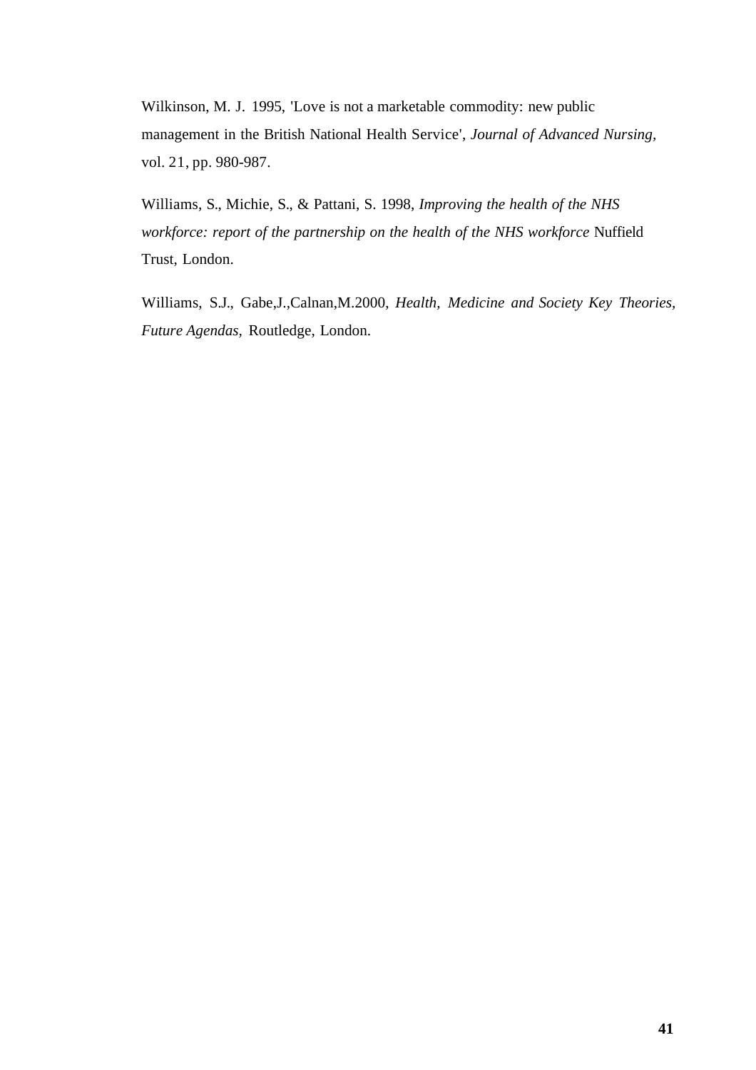Wilkinson, M. J. 1995, 'Love is not a marketable commodity: new public management in the British National Health Service', *Journal of Advanced Nursing*, vol. 21, pp. 980-987.

Williams, S., Michie, S., & Pattani, S. 1998, *Improving the health of the NHS workforce: report of the partnership on the health of the NHS workforce* Nuffield Trust, London.

Williams, S.J., Gabe,J.,Calnan,M.2000, *Health, Medicine and Society Key Theories, Future Agendas,* Routledge, London.